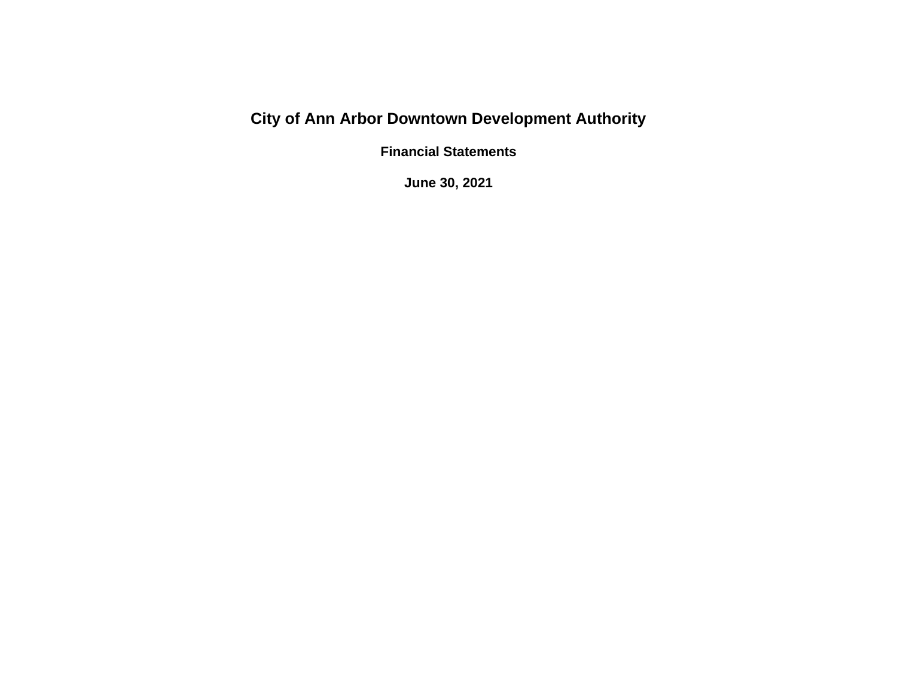# City of Ann Arbor Downtown Development Authority

## Financial Statements

## June 30, 2021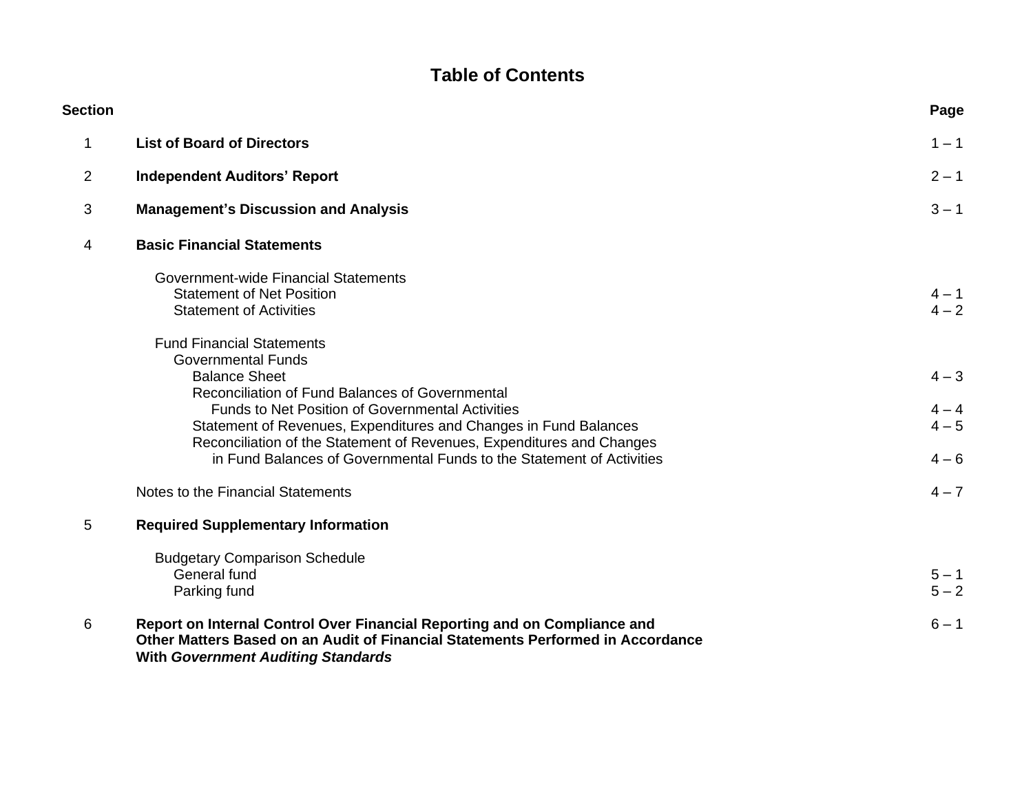# Table of Contents

| Section | | Page |
|---|---|---|
| 1 | **List of Board of Directors** | 1 – 1 |
| 2 | **Independent Auditors' Report** | 2 – 1 |
| 3 | **Management's Discussion and Analysis** | 3 – 1 |
| 4 | **Basic Financial Statements** | |
| | Government-wide Financial Statements | |
| | Statement of Net Position | 4 – 1 |
| | Statement of Activities | 4 – 2 |
| | Fund Financial Statements | |
| | Governmental Funds | |
| | Balance Sheet | 4 – 3 |
| | Reconciliation of Fund Balances of Governmental Funds to Net Position of Governmental Activities | 4 – 4 |
| | Statement of Revenues, Expenditures and Changes in Fund Balances | 4 – 5 |
| | Reconciliation of the Statement of Revenues, Expenditures and Changes in Fund Balances of Governmental Funds to the Statement of Activities | 4 – 6 |
| | Notes to the Financial Statements | 4 – 7 |
| 5 | **Required Supplementary Information** | |
| | Budgetary Comparison Schedule | |
| | General fund | 5 – 1 |
| | Parking fund | 5 – 2 |
| 6 | **Report on Internal Control Over Financial Reporting and on Compliance and Other Matters Based on an Audit of Financial Statements Performed in Accordance With *Government Auditing Standards*** | 6 – 1 |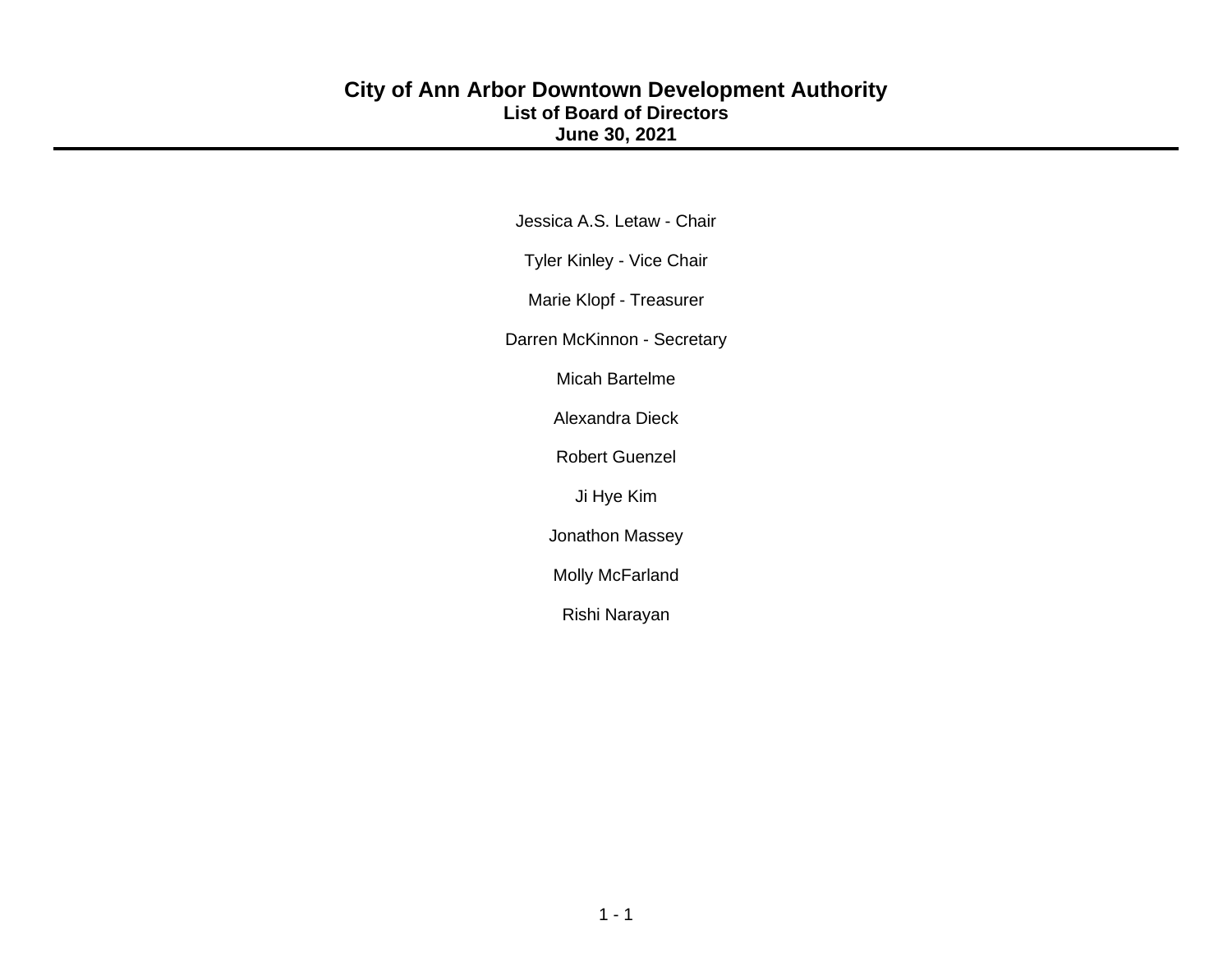# City of Ann Arbor Downtown Development Authority

## List of Board of Directors

## June 30, 2021

Jessica A.S. Letaw - Chair

Tyler Kinley - Vice Chair

Marie Klopf - Treasurer

Darren McKinnon - Secretary

Micah Bartelme

Alexandra Dieck

Robert Guenzel

Ji Hye Kim

Jonathon Massey

Molly McFarland

Rishi Narayan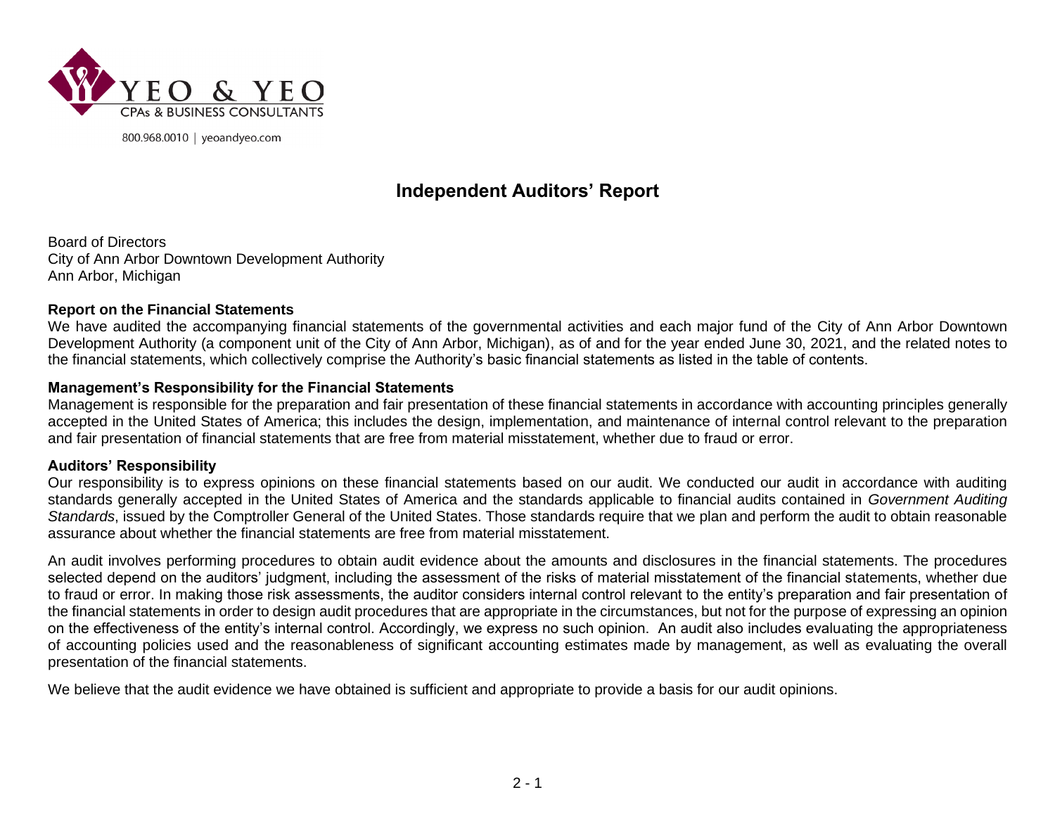YEO & YEO
CPAs & BUSINESS CONSULTANTS

800.968.0010 | yeoandyeo.com

# Independent Auditors' Report

Board of Directors
City of Ann Arbor Downtown Development Authority
Ann Arbor, Michigan

**Report on the Financial Statements**

We have audited the accompanying financial statements of the governmental activities and each major fund of the City of Ann Arbor Downtown Development Authority (a component unit of the City of Ann Arbor, Michigan), as of and for the year ended June 30, 2021, and the related notes to the financial statements, which collectively comprise the Authority's basic financial statements as listed in the table of contents.

**Management's Responsibility for the Financial Statements**

Management is responsible for the preparation and fair presentation of these financial statements in accordance with accounting principles generally accepted in the United States of America; this includes the design, implementation, and maintenance of internal control relevant to the preparation and fair presentation of financial statements that are free from material misstatement, whether due to fraud or error.

**Auditors' Responsibility**

Our responsibility is to express opinions on these financial statements based on our audit. We conducted our audit in accordance with auditing standards generally accepted in the United States of America and the standards applicable to financial audits contained in *Government Auditing Standards*, issued by the Comptroller General of the United States. Those standards require that we plan and perform the audit to obtain reasonable assurance about whether the financial statements are free from material misstatement.

An audit involves performing procedures to obtain audit evidence about the amounts and disclosures in the financial statements. The procedures selected depend on the auditors' judgment, including the assessment of the risks of material misstatement of the financial statements, whether due to fraud or error. In making those risk assessments, the auditor considers internal control relevant to the entity's preparation and fair presentation of the financial statements in order to design audit procedures that are appropriate in the circumstances, but not for the purpose of expressing an opinion on the effectiveness of the entity's internal control. Accordingly, we express no such opinion. An audit also includes evaluating the appropriateness of accounting policies used and the reasonableness of significant accounting estimates made by management, as well as evaluating the overall presentation of the financial statements.

We believe that the audit evidence we have obtained is sufficient and appropriate to provide a basis for our audit opinions.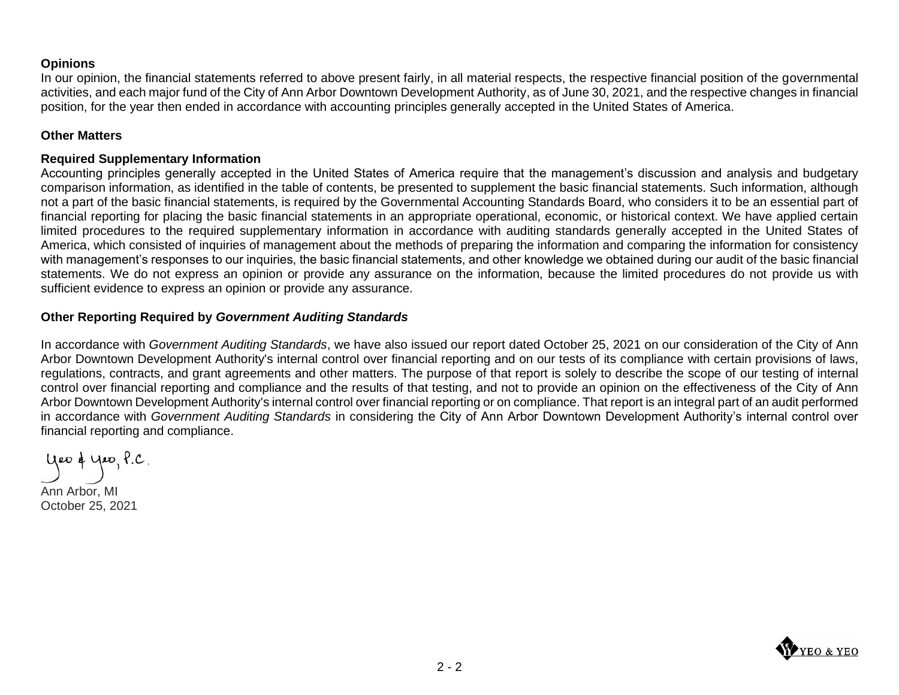**Opinions**

In our opinion, the financial statements referred to above present fairly, in all material respects, the respective financial position of the governmental activities, and each major fund of the City of Ann Arbor Downtown Development Authority, as of June 30, 2021, and the respective changes in financial position, for the year then ended in accordance with accounting principles generally accepted in the United States of America.

**Other Matters**

**Required Supplementary Information**

Accounting principles generally accepted in the United States of America require that the management's discussion and analysis and budgetary comparison information, as identified in the table of contents, be presented to supplement the basic financial statements. Such information, although not a part of the basic financial statements, is required by the Governmental Accounting Standards Board, who considers it to be an essential part of financial reporting for placing the basic financial statements in an appropriate operational, economic, or historical context. We have applied certain limited procedures to the required supplementary information in accordance with auditing standards generally accepted in the United States of America, which consisted of inquiries of management about the methods of preparing the information and comparing the information for consistency with management's responses to our inquiries, the basic financial statements, and other knowledge we obtained during our audit of the basic financial statements. We do not express an opinion or provide any assurance on the information, because the limited procedures do not provide us with sufficient evidence to express an opinion or provide any assurance.

**Other Reporting Required by *Government Auditing Standards***

In accordance with *Government Auditing Standards*, we have also issued our report dated October 25, 2021 on our consideration of the City of Ann Arbor Downtown Development Authority's internal control over financial reporting and on our tests of its compliance with certain provisions of laws, regulations, contracts, and grant agreements and other matters. The purpose of that report is solely to describe the scope of our testing of internal control over financial reporting and compliance and the results of that testing, and not to provide an opinion on the effectiveness of the City of Ann Arbor Downtown Development Authority's internal control over financial reporting or on compliance. That report is an integral part of an audit performed in accordance with *Government Auditing Standards* in considering the City of Ann Arbor Downtown Development Authority's internal control over financial reporting and compliance.

Yeo & Yeo, P.C.

Ann Arbor, MI
October 25, 2021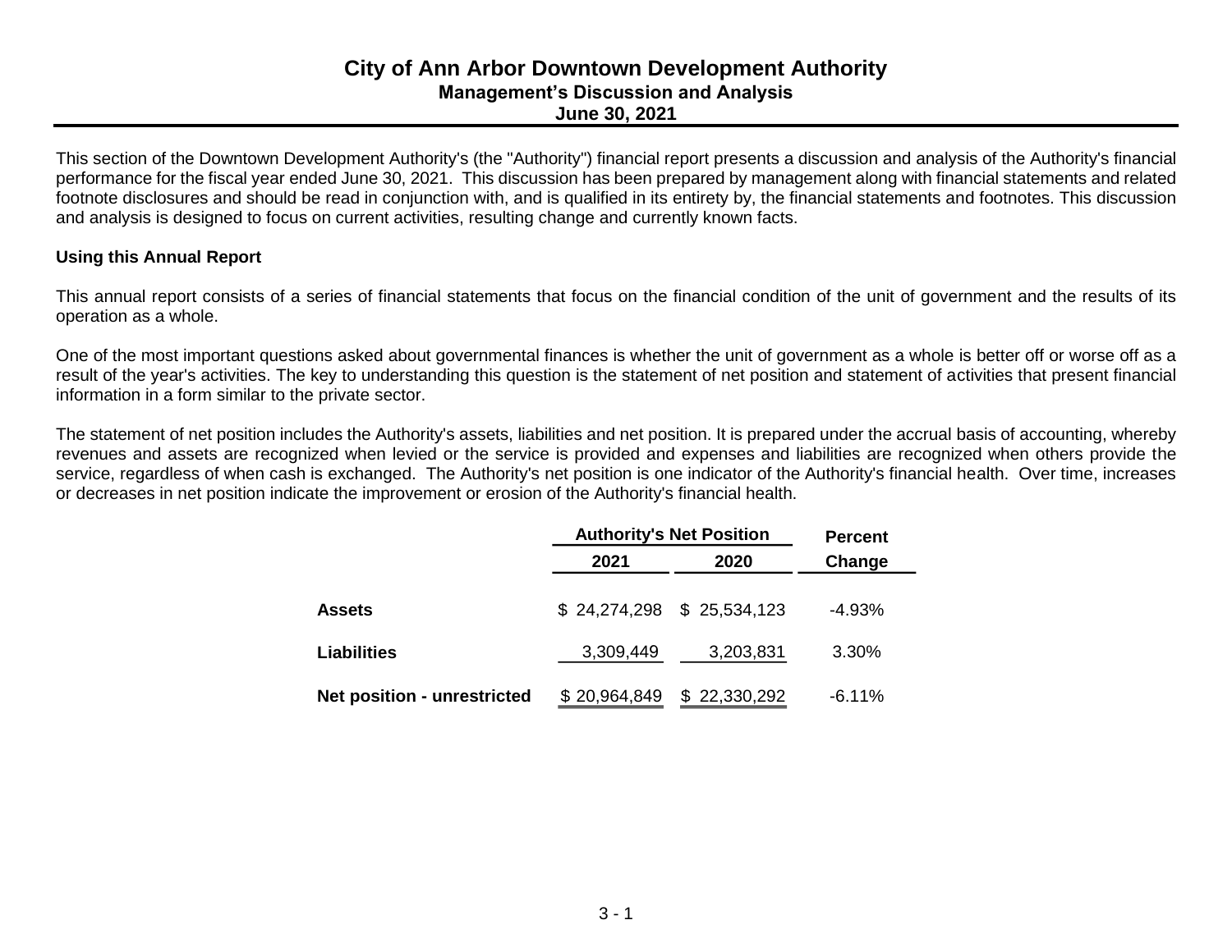# City of Ann Arbor Downtown Development Authority
## Management's Discussion and Analysis
### June 30, 2021

This section of the Downtown Development Authority's (the "Authority") financial report presents a discussion and analysis of the Authority's financial performance for the fiscal year ended June 30, 2021. This discussion has been prepared by management along with financial statements and related footnote disclosures and should be read in conjunction with, and is qualified in its entirety by, the financial statements and footnotes. This discussion and analysis is designed to focus on current activities, resulting change and currently known facts.

**Using this Annual Report**

This annual report consists of a series of financial statements that focus on the financial condition of the unit of government and the results of its operation as a whole.

One of the most important questions asked about governmental finances is whether the unit of government as a whole is better off or worse off as a result of the year's activities. The key to understanding this question is the statement of net position and statement of activities that present financial information in a form similar to the private sector.

The statement of net position includes the Authority's assets, liabilities and net position. It is prepared under the accrual basis of accounting, whereby revenues and assets are recognized when levied or the service is provided and expenses and liabilities are recognized when others provide the service, regardless of when cash is exchanged. The Authority's net position is one indicator of the Authority's financial health. Over time, increases or decreases in net position indicate the improvement or erosion of the Authority's financial health.

| | Authority's Net Position | | Percent |
|---|---|---|---|
| | 2021 | 2020 | Change |
| **Assets** | $ 24,274,298 | $ 25,534,123 | -4.93% |
| **Liabilities** | 3,309,449 | 3,203,831 | 3.30% |
| **Net position - unrestricted** | $ 20,964,849 | $ 22,330,292 | -6.11% |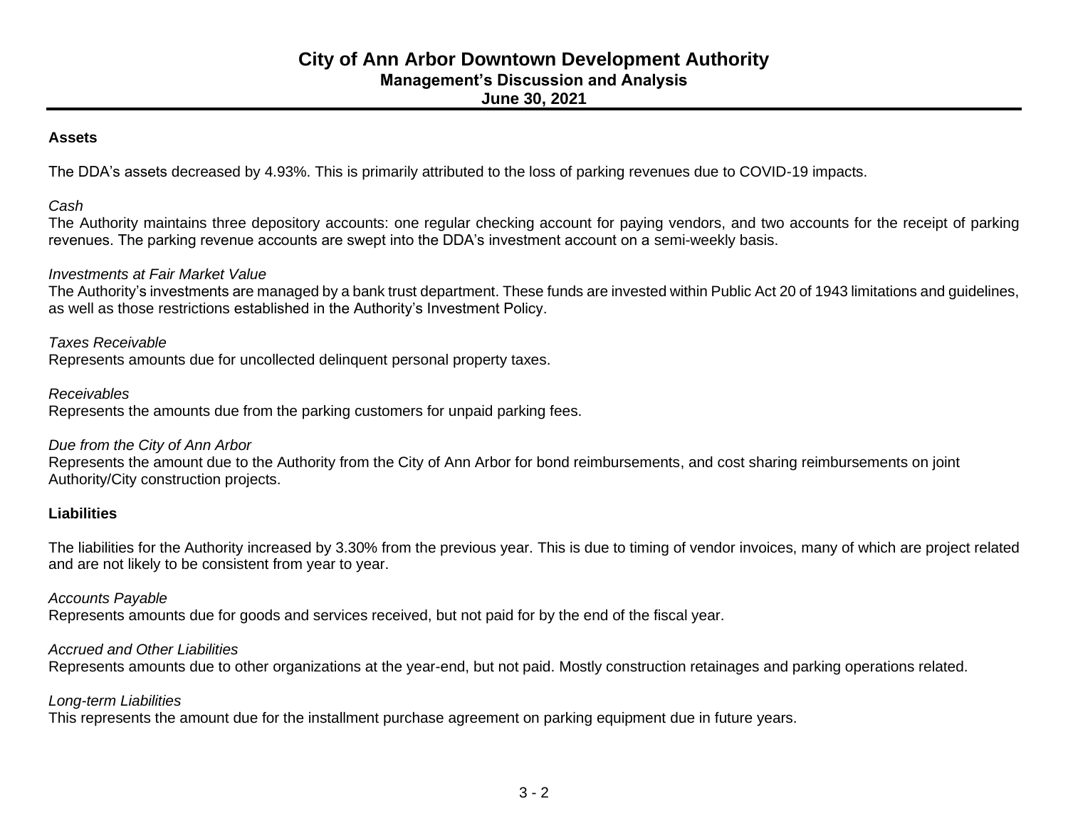## Assets

The DDA's assets decreased by 4.93%. This is primarily attributed to the loss of parking revenues due to COVID-19 impacts.

*Cash*
The Authority maintains three depository accounts: one regular checking account for paying vendors, and two accounts for the receipt of parking revenues. The parking revenue accounts are swept into the DDA's investment account on a semi-weekly basis.

*Investments at Fair Market Value*
The Authority's investments are managed by a bank trust department. These funds are invested within Public Act 20 of 1943 limitations and guidelines, as well as those restrictions established in the Authority's Investment Policy.

*Taxes Receivable*
Represents amounts due for uncollected delinquent personal property taxes.

*Receivables*
Represents the amounts due from the parking customers for unpaid parking fees.

*Due from the City of Ann Arbor*
Represents the amount due to the Authority from the City of Ann Arbor for bond reimbursements, and cost sharing reimbursements on joint Authority/City construction projects.

## Liabilities

The liabilities for the Authority increased by 3.30% from the previous year. This is due to timing of vendor invoices, many of which are project related and are not likely to be consistent from year to year.

*Accounts Payable*
Represents amounts due for goods and services received, but not paid for by the end of the fiscal year.

*Accrued and Other Liabilities*
Represents amounts due to other organizations at the year-end, but not paid. Mostly construction retainages and parking operations related.

*Long-term Liabilities*
This represents the amount due for the installment purchase agreement on parking equipment due in future years.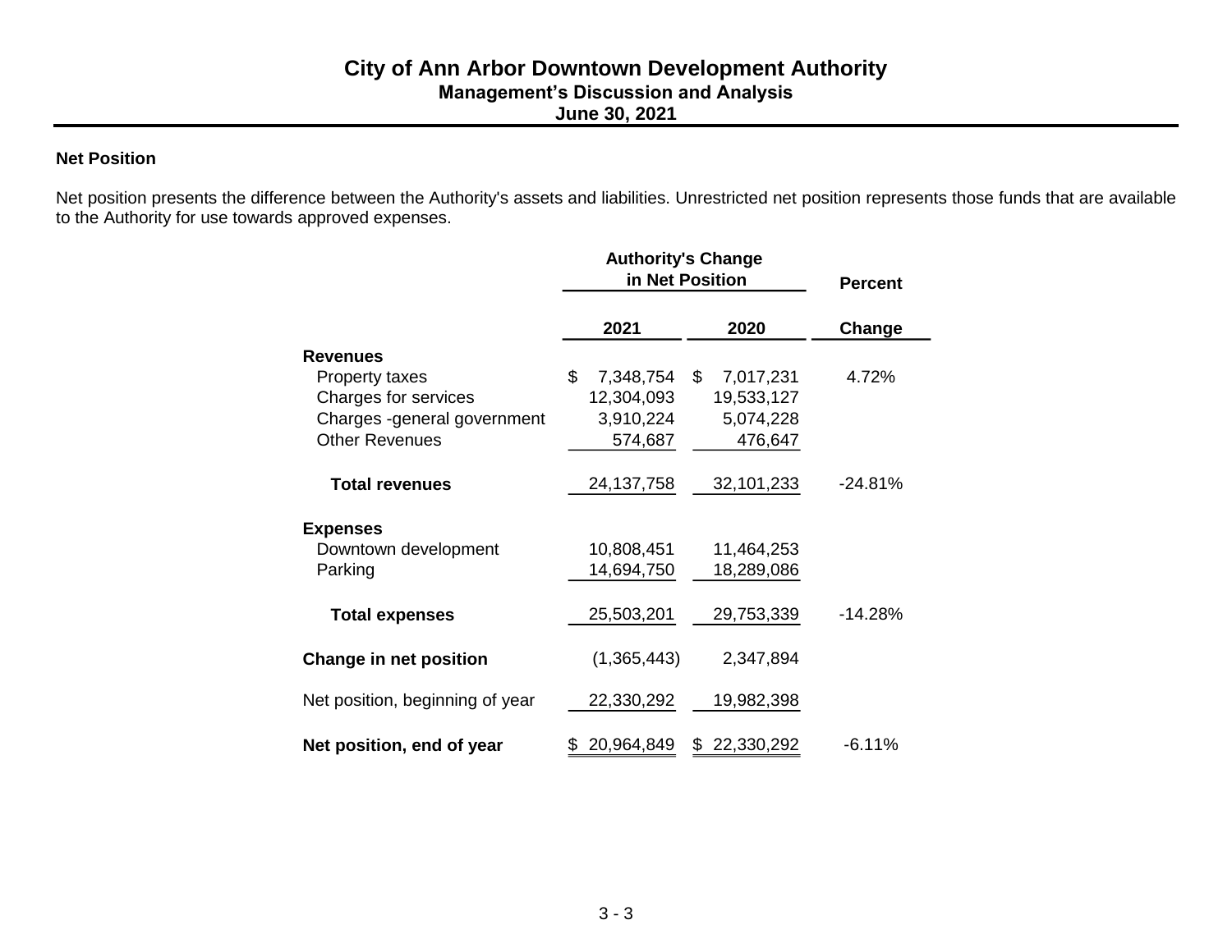# City of Ann Arbor Downtown Development Authority

## Management's Discussion and Analysis

## June 30, 2021

### Net Position

Net position presents the difference between the Authority's assets and liabilities. Unrestricted net position represents those funds that are available to the Authority for use towards approved expenses.

| | Authority's Change in Net Position | | Percent |
|---|---|---|---|
| | 2021 | 2020 | Change |
| **Revenues** | | | |
| Property taxes | $ 7,348,754 | $ 7,017,231 | 4.72% |
| Charges for services | 12,304,093 | 19,533,127 | |
| Charges -general government | 3,910,224 | 5,074,228 | |
| Other Revenues | 574,687 | 476,647 | |
| **Total revenues** | 24,137,758 | 32,101,233 | -24.81% |
| **Expenses** | | | |
| Downtown development | 10,808,451 | 11,464,253 | |
| Parking | 14,694,750 | 18,289,086 | |
| **Total expenses** | 25,503,201 | 29,753,339 | -14.28% |
| **Change in net position** | (1,365,443) | 2,347,894 | |
| Net position, beginning of year | 22,330,292 | 19,982,398 | |
| **Net position, end of year** | $ 20,964,849 | $ 22,330,292 | -6.11% |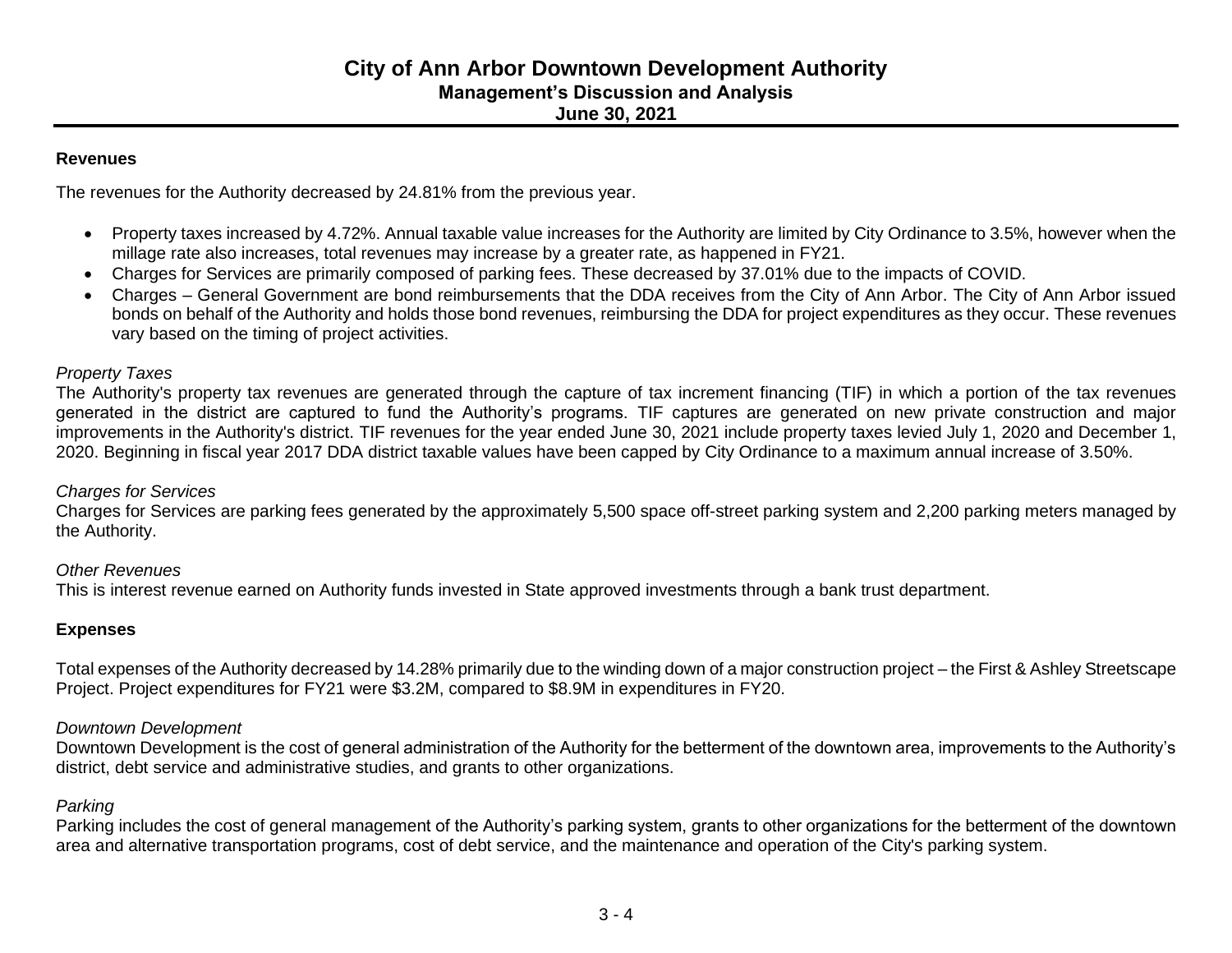# City of Ann Arbor Downtown Development Authority

## Management's Discussion and Analysis

## June 30, 2021

**Revenues**

The revenues for the Authority decreased by 24.81% from the previous year.

- Property taxes increased by 4.72%. Annual taxable value increases for the Authority are limited by City Ordinance to 3.5%, however when the millage rate also increases, total revenues may increase by a greater rate, as happened in FY21.
- Charges for Services are primarily composed of parking fees. These decreased by 37.01% due to the impacts of COVID.
- Charges – General Government are bond reimbursements that the DDA receives from the City of Ann Arbor. The City of Ann Arbor issued bonds on behalf of the Authority and holds those bond revenues, reimbursing the DDA for project expenditures as they occur. These revenues vary based on the timing of project activities.

*Property Taxes*

The Authority's property tax revenues are generated through the capture of tax increment financing (TIF) in which a portion of the tax revenues generated in the district are captured to fund the Authority's programs. TIF captures are generated on new private construction and major improvements in the Authority's district. TIF revenues for the year ended June 30, 2021 include property taxes levied July 1, 2020 and December 1, 2020. Beginning in fiscal year 2017 DDA district taxable values have been capped by City Ordinance to a maximum annual increase of 3.50%.

*Charges for Services*

Charges for Services are parking fees generated by the approximately 5,500 space off-street parking system and 2,200 parking meters managed by the Authority.

*Other Revenues*

This is interest revenue earned on Authority funds invested in State approved investments through a bank trust department.

**Expenses**

Total expenses of the Authority decreased by 14.28% primarily due to the winding down of a major construction project – the First & Ashley Streetscape Project. Project expenditures for FY21 were $3.2M, compared to $8.9M in expenditures in FY20.

*Downtown Development*

Downtown Development is the cost of general administration of the Authority for the betterment of the downtown area, improvements to the Authority's district, debt service and administrative studies, and grants to other organizations.

*Parking*

Parking includes the cost of general management of the Authority's parking system, grants to other organizations for the betterment of the downtown area and alternative transportation programs, cost of debt service, and the maintenance and operation of the City's parking system.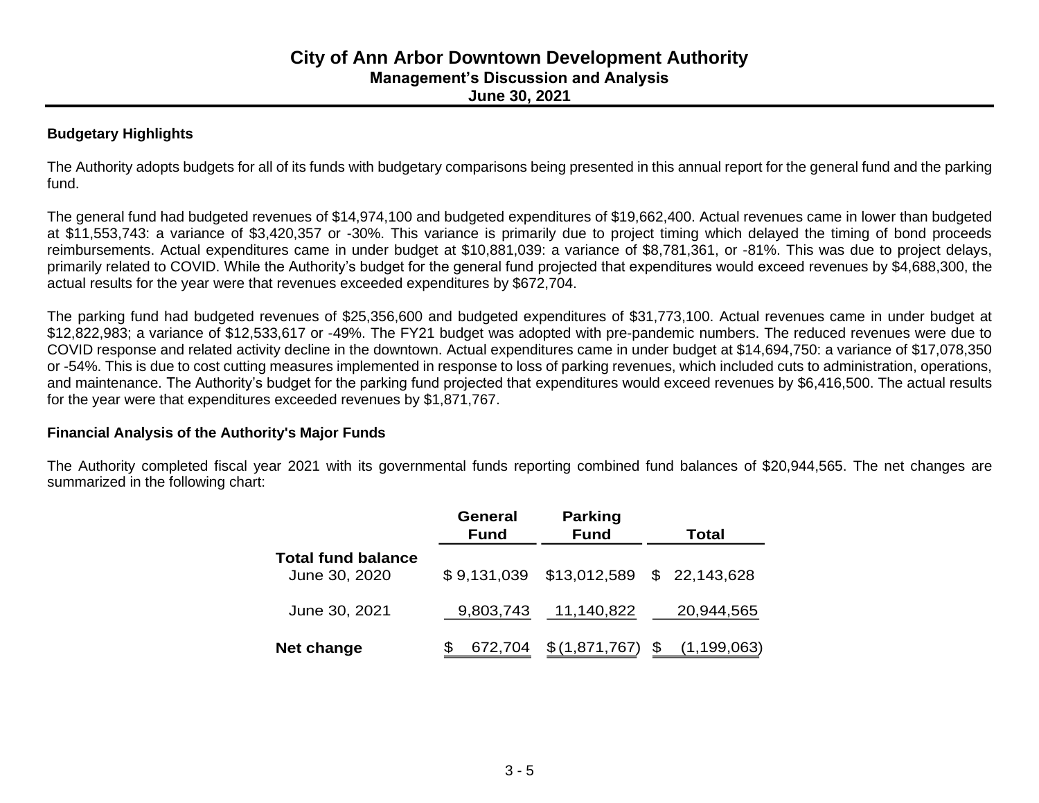### Budgetary Highlights

The Authority adopts budgets for all of its funds with budgetary comparisons being presented in this annual report for the general fund and the parking fund.

The general fund had budgeted revenues of $14,974,100 and budgeted expenditures of $19,662,400. Actual revenues came in lower than budgeted at $11,553,743: a variance of $3,420,357 or -30%. This variance is primarily due to project timing which delayed the timing of bond proceeds reimbursements. Actual expenditures came in under budget at $10,881,039: a variance of $8,781,361, or -81%. This was due to project delays, primarily related to COVID. While the Authority's budget for the general fund projected that expenditures would exceed revenues by $4,688,300, the actual results for the year were that revenues exceeded expenditures by $672,704.

The parking fund had budgeted revenues of $25,356,600 and budgeted expenditures of $31,773,100. Actual revenues came in under budget at $12,822,983; a variance of $12,533,617 or -49%. The FY21 budget was adopted with pre-pandemic numbers. The reduced revenues were due to COVID response and related activity decline in the downtown. Actual expenditures came in under budget at $14,694,750: a variance of $17,078,350 or -54%. This is due to cost cutting measures implemented in response to loss of parking revenues, which included cuts to administration, operations, and maintenance. The Authority's budget for the parking fund projected that expenditures would exceed revenues by $6,416,500. The actual results for the year were that expenditures exceeded revenues by $1,871,767.

### Financial Analysis of the Authority's Major Funds

The Authority completed fiscal year 2021 with its governmental funds reporting combined fund balances of $20,944,565. The net changes are summarized in the following chart:

| | General Fund | Parking Fund | Total |
|---|---|---|---|
| **Total fund balance** | | | |
| June 30, 2020 | $ 9,131,039 | $13,012,589 | $ 22,143,628 |
| June 30, 2021 | 9,803,743 | 11,140,822 | 20,944,565 |
| **Net change** | $ 672,704 | $ (1,871,767) | $ (1,199,063) |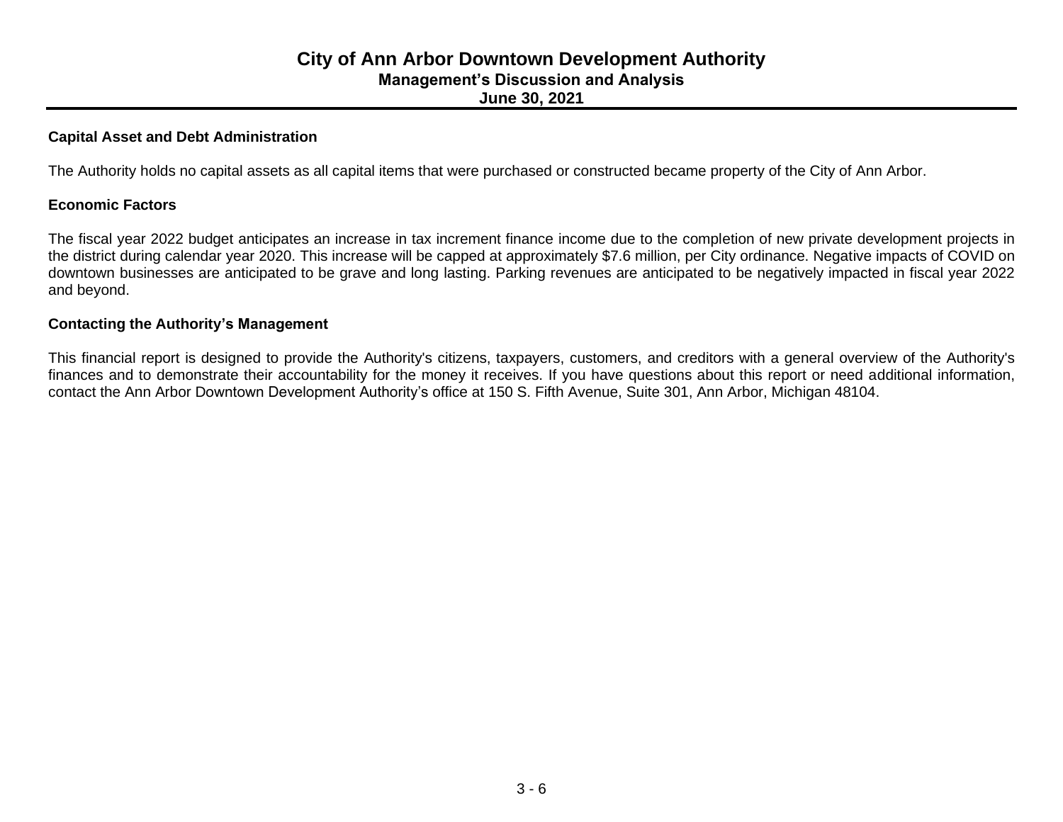## Capital Asset and Debt Administration

The Authority holds no capital assets as all capital items that were purchased or constructed became property of the City of Ann Arbor.

## Economic Factors

The fiscal year 2022 budget anticipates an increase in tax increment finance income due to the completion of new private development projects in the district during calendar year 2020. This increase will be capped at approximately $7.6 million, per City ordinance. Negative impacts of COVID on downtown businesses are anticipated to be grave and long lasting. Parking revenues are anticipated to be negatively impacted in fiscal year 2022 and beyond.

## Contacting the Authority's Management

This financial report is designed to provide the Authority's citizens, taxpayers, customers, and creditors with a general overview of the Authority's finances and to demonstrate their accountability for the money it receives. If you have questions about this report or need additional information, contact the Ann Arbor Downtown Development Authority's office at 150 S. Fifth Avenue, Suite 301, Ann Arbor, Michigan 48104.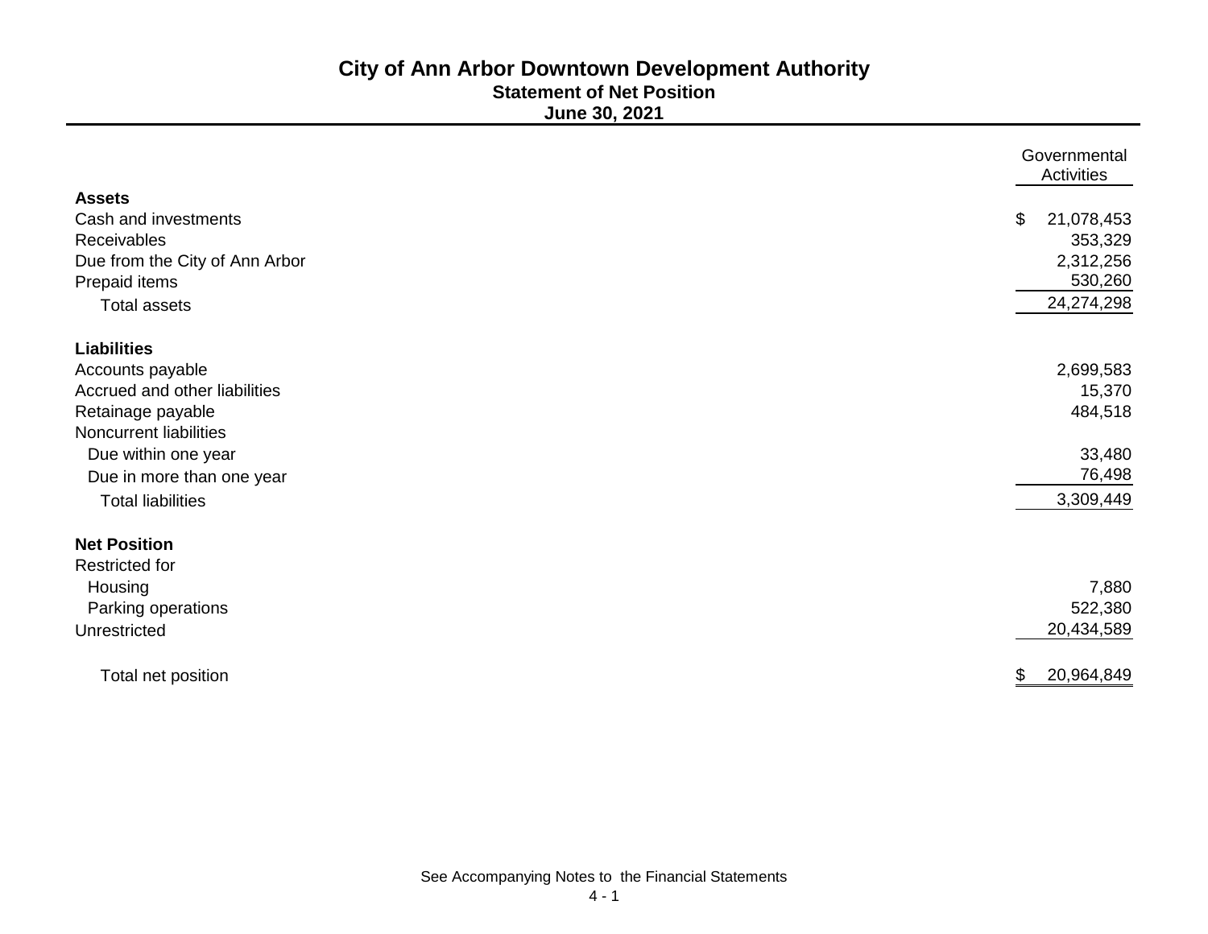# City of Ann Arbor Downtown Development Authority

## Statement of Net Position

### June 30, 2021

| | Governmental Activities |
|---|---|
| **Assets** | |
| Cash and investments | $ 21,078,453 |
| Receivables | 353,329 |
| Due from the City of Ann Arbor | 2,312,256 |
| Prepaid items | 530,260 |
| Total assets | 24,274,298 |
| **Liabilities** | |
| Accounts payable | 2,699,583 |
| Accrued and other liabilities | 15,370 |
| Retainage payable | 484,518 |
| Noncurrent liabilities | |
| Due within one year | 33,480 |
| Due in more than one year | 76,498 |
| Total liabilities | 3,309,449 |
| **Net Position** | |
| Restricted for | |
| Housing | 7,880 |
| Parking operations | 522,380 |
| Unrestricted | 20,434,589 |
| Total net position | $ 20,964,849 |

See Accompanying Notes to the Financial Statements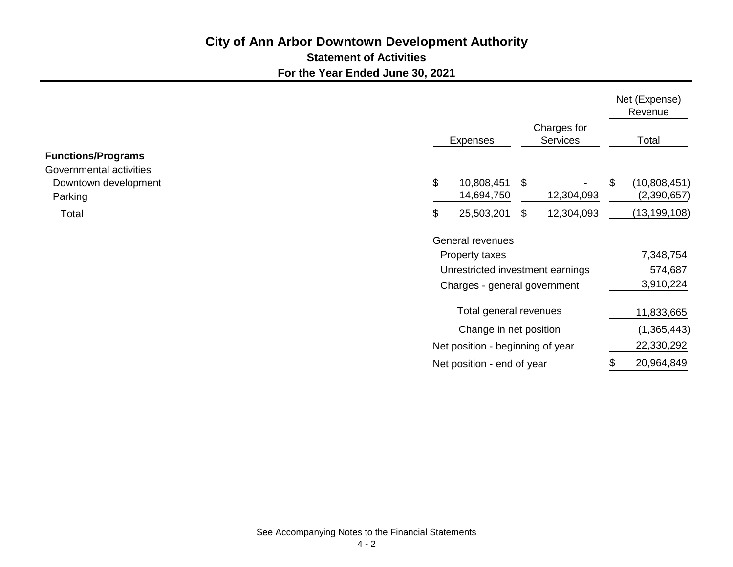# City of Ann Arbor Downtown Development Authority

## Statement of Activities

### For the Year Ended June 30, 2021

| | Expenses | Charges for Services | Net (Expense) Revenue Total |
|---|---|---|---|
| **Functions/Programs** | | | |
| Governmental activities | | | |
| Downtown development | $ 10,808,451 | $ - | $ (10,808,451) |
| Parking | 14,694,750 | 12,304,093 | (2,390,657) |
| Total | $ 25,503,201 | $ 12,304,093 | (13,199,108) |
| General revenues | | | |
| Property taxes | | | 7,348,754 |
| Unrestricted investment earnings | | | 574,687 |
| Charges - general government | | | 3,910,224 |
| Total general revenues | | | 11,833,665 |
| Change in net position | | | (1,365,443) |
| Net position - beginning of year | | | 22,330,292 |
| Net position - end of year | | | $ 20,964,849 |

See Accompanying Notes to the Financial Statements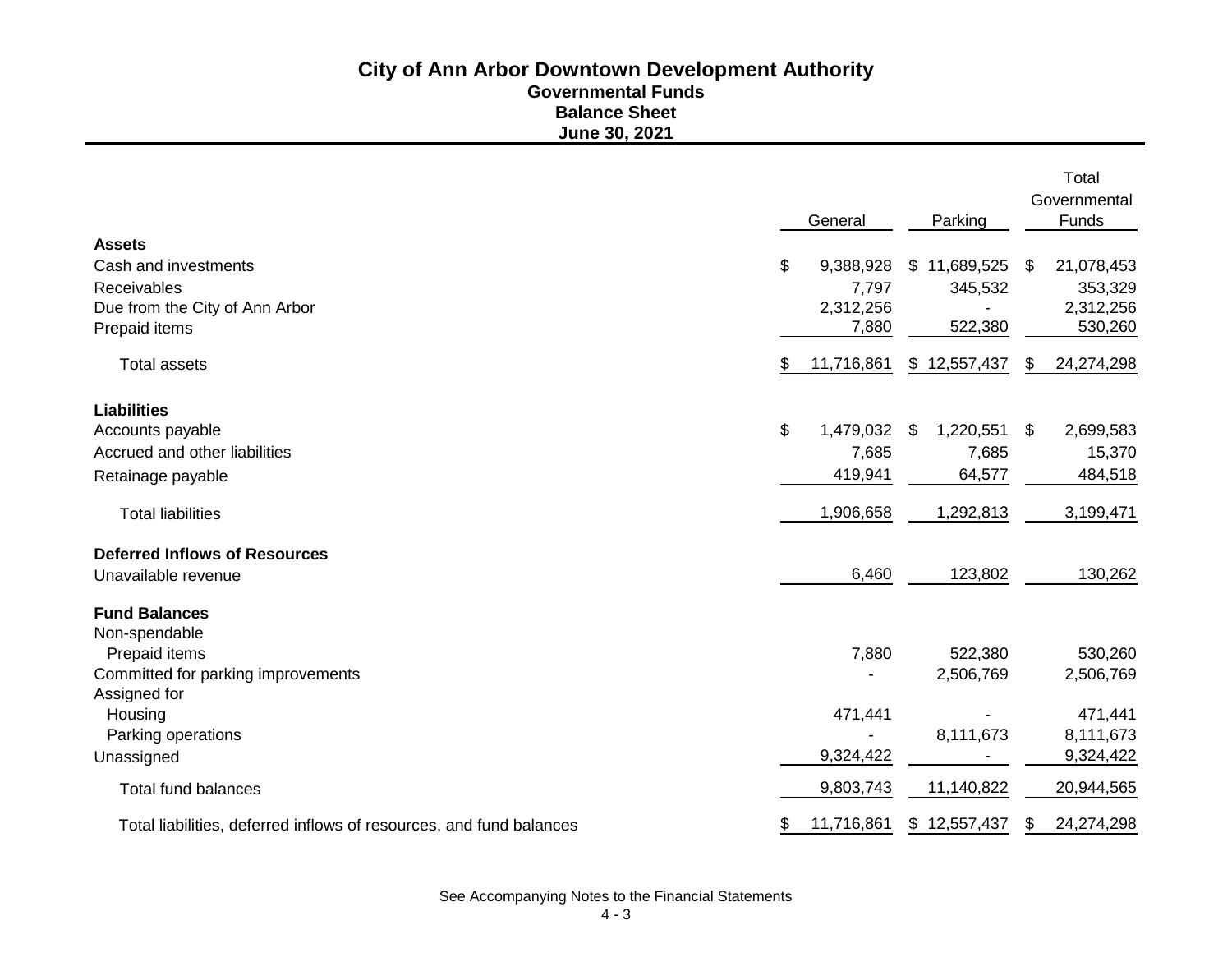# City of Ann Arbor Downtown Development Authority

## Governmental Funds

## Balance Sheet

## June 30, 2021

| | General | Parking | Total Governmental Funds |
|---|---|---|---|
| **Assets** | | | |
| Cash and investments | $ 9,388,928 | $ 11,689,525 | $ 21,078,453 |
| Receivables | 7,797 | 345,532 | 353,329 |
| Due from the City of Ann Arbor | 2,312,256 | - | 2,312,256 |
| Prepaid items | 7,880 | 522,380 | 530,260 |
| Total assets | $ 11,716,861 | $ 12,557,437 | $ 24,274,298 |
| **Liabilities** | | | |
| Accounts payable | $ 1,479,032 | $ 1,220,551 | $ 2,699,583 |
| Accrued and other liabilities | 7,685 | 7,685 | 15,370 |
| Retainage payable | 419,941 | 64,577 | 484,518 |
| Total liabilities | 1,906,658 | 1,292,813 | 3,199,471 |
| **Deferred Inflows of Resources** | | | |
| Unavailable revenue | 6,460 | 123,802 | 130,262 |
| **Fund Balances** | | | |
| Non-spendable | | | |
| Prepaid items | 7,880 | 522,380 | 530,260 |
| Committed for parking improvements | - | 2,506,769 | 2,506,769 |
| Assigned for | | | |
| Housing | 471,441 | - | 471,441 |
| Parking operations | - | 8,111,673 | 8,111,673 |
| Unassigned | 9,324,422 | - | 9,324,422 |
| Total fund balances | 9,803,743 | 11,140,822 | 20,944,565 |
| Total liabilities, deferred inflows of resources, and fund balances | $ 11,716,861 | $ 12,557,437 | $ 24,274,298 |

See Accompanying Notes to the Financial Statements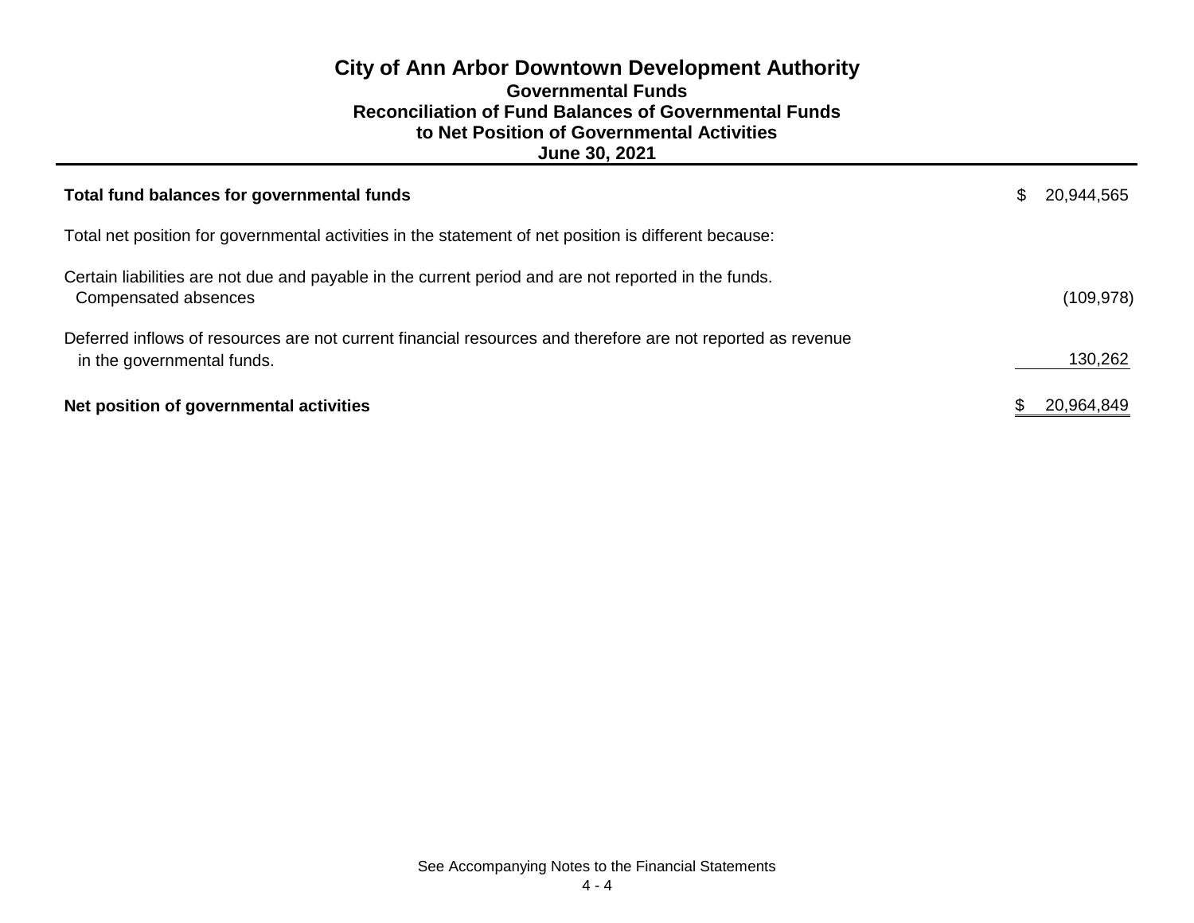# City of Ann Arbor Downtown Development Authority
## Governmental Funds
## Reconciliation of Fund Balances of Governmental Funds to Net Position of Governmental Activities
## June 30, 2021

| | |
|---|---|
| **Total fund balances for governmental funds** | $ 20,944,565 |
| Total net position for governmental activities in the statement of net position is different because: | |
| Certain liabilities are not due and payable in the current period and are not reported in the funds. | |
| Compensated absences | (109,978) |
| Deferred inflows of resources are not current financial resources and therefore are not reported as revenue in the governmental funds. | 130,262 |
| **Net position of governmental activities** | $ 20,964,849 |

See Accompanying Notes to the Financial Statements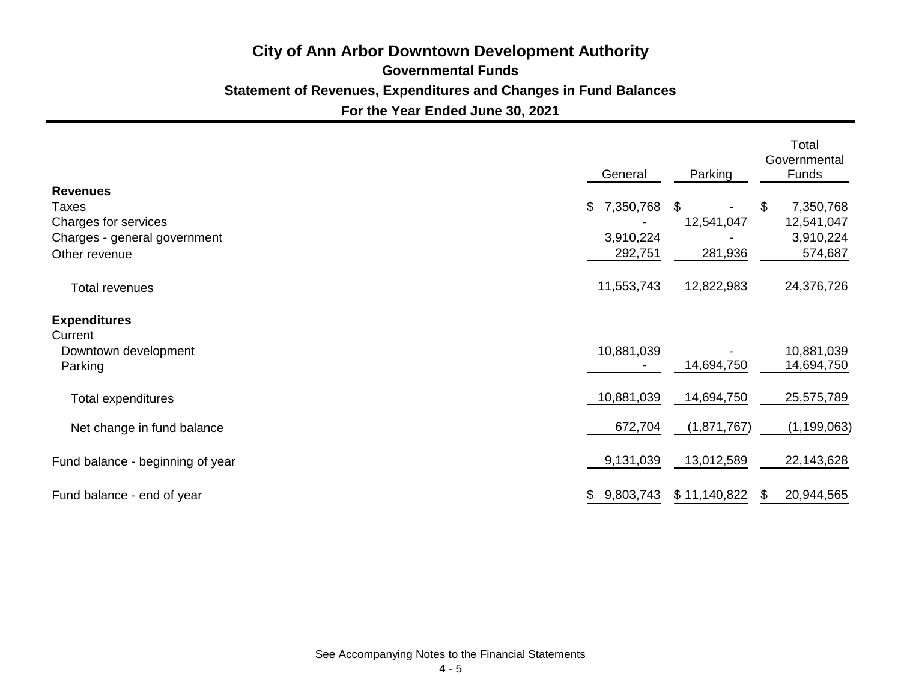# City of Ann Arbor Downtown Development Authority

## Governmental Funds

### Statement of Revenues, Expenditures and Changes in Fund Balances

### For the Year Ended June 30, 2021

| | General | Parking | Total Governmental Funds |
|---|---|---|---|
| **Revenues** | | | |
| Taxes | $ 7,350,768 | $ - | $ 7,350,768 |
| Charges for services | - | 12,541,047 | 12,541,047 |
| Charges - general government | 3,910,224 | - | 3,910,224 |
| Other revenue | 292,751 | 281,936 | 574,687 |
| Total revenues | 11,553,743 | 12,822,983 | 24,376,726 |
| **Expenditures** | | | |
| Current | | | |
| Downtown development | 10,881,039 | - | 10,881,039 |
| Parking | - | 14,694,750 | 14,694,750 |
| Total expenditures | 10,881,039 | 14,694,750 | 25,575,789 |
| Net change in fund balance | 672,704 | (1,871,767) | (1,199,063) |
| Fund balance - beginning of year | 9,131,039 | 13,012,589 | 22,143,628 |
| Fund balance - end of year | $ 9,803,743 | $ 11,140,822 | $ 20,944,565 |

See Accompanying Notes to the Financial Statements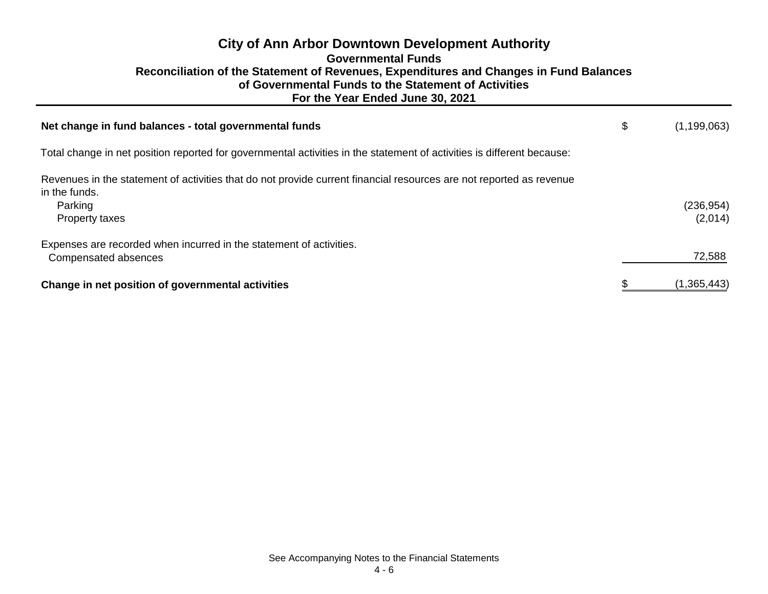# City of Ann Arbor Downtown Development Authority

## Governmental Funds

## Reconciliation of the Statement of Revenues, Expenditures and Changes in Fund Balances of Governmental Funds to the Statement of Activities

## For the Year Ended June 30, 2021

| | | |
|---|---|---|
| **Net change in fund balances - total governmental funds** | $ | (1,199,063) |
| Total change in net position reported for governmental activities in the statement of activities is different because: | | |
| Revenues in the statement of activities that do not provide current financial resources are not reported as revenue in the funds. | | |
| Parking | | (236,954) |
| Property taxes | | (2,014) |
| Expenses are recorded when incurred in the statement of activities. | | |
| Compensated absences | | 72,588 |
| **Change in net position of governmental activities** | $ | (1,365,443) |

See Accompanying Notes to the Financial Statements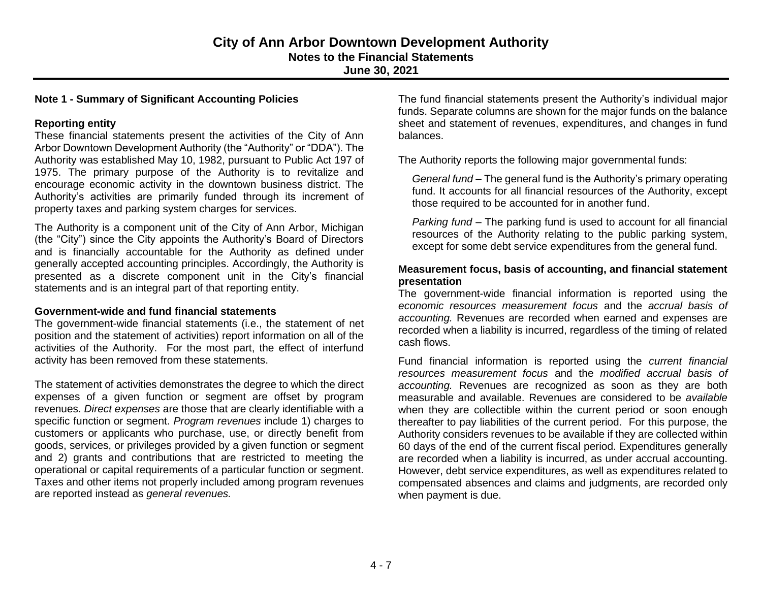# City of Ann Arbor Downtown Development Authority
## Notes to the Financial Statements
## June 30, 2021

### Note 1 - Summary of Significant Accounting Policies

**Reporting entity**

These financial statements present the activities of the City of Ann Arbor Downtown Development Authority (the "Authority" or "DDA"). The Authority was established May 10, 1982, pursuant to Public Act 197 of 1975. The primary purpose of the Authority is to revitalize and encourage economic activity in the downtown business district. The Authority's activities are primarily funded through its increment of property taxes and parking system charges for services.

The Authority is a component unit of the City of Ann Arbor, Michigan (the "City") since the City appoints the Authority's Board of Directors and is financially accountable for the Authority as defined under generally accepted accounting principles. Accordingly, the Authority is presented as a discrete component unit in the City's financial statements and is an integral part of that reporting entity.

**Government-wide and fund financial statements**

The government-wide financial statements (i.e., the statement of net position and the statement of activities) report information on all of the activities of the Authority. For the most part, the effect of interfund activity has been removed from these statements.

The statement of activities demonstrates the degree to which the direct expenses of a given function or segment are offset by program revenues. *Direct expenses* are those that are clearly identifiable with a specific function or segment. *Program revenues* include 1) charges to customers or applicants who purchase, use, or directly benefit from goods, services, or privileges provided by a given function or segment and 2) grants and contributions that are restricted to meeting the operational or capital requirements of a particular function or segment. Taxes and other items not properly included among program revenues are reported instead as *general revenues.*

The fund financial statements present the Authority's individual major funds. Separate columns are shown for the major funds on the balance sheet and statement of revenues, expenditures, and changes in fund balances.

The Authority reports the following major governmental funds:

*General fund* – The general fund is the Authority's primary operating fund. It accounts for all financial resources of the Authority, except those required to be accounted for in another fund.

*Parking fund* – The parking fund is used to account for all financial resources of the Authority relating to the public parking system, except for some debt service expenditures from the general fund.

**Measurement focus, basis of accounting, and financial statement presentation**

The government-wide financial information is reported using the *economic resources measurement focus* and the *accrual basis of accounting.* Revenues are recorded when earned and expenses are recorded when a liability is incurred, regardless of the timing of related cash flows.

Fund financial information is reported using the *current financial resources measurement focus* and the *modified accrual basis of accounting.* Revenues are recognized as soon as they are both measurable and available. Revenues are considered to be *available* when they are collectible within the current period or soon enough thereafter to pay liabilities of the current period. For this purpose, the Authority considers revenues to be available if they are collected within 60 days of the end of the current fiscal period. Expenditures generally are recorded when a liability is incurred, as under accrual accounting. However, debt service expenditures, as well as expenditures related to compensated absences and claims and judgments, are recorded only when payment is due.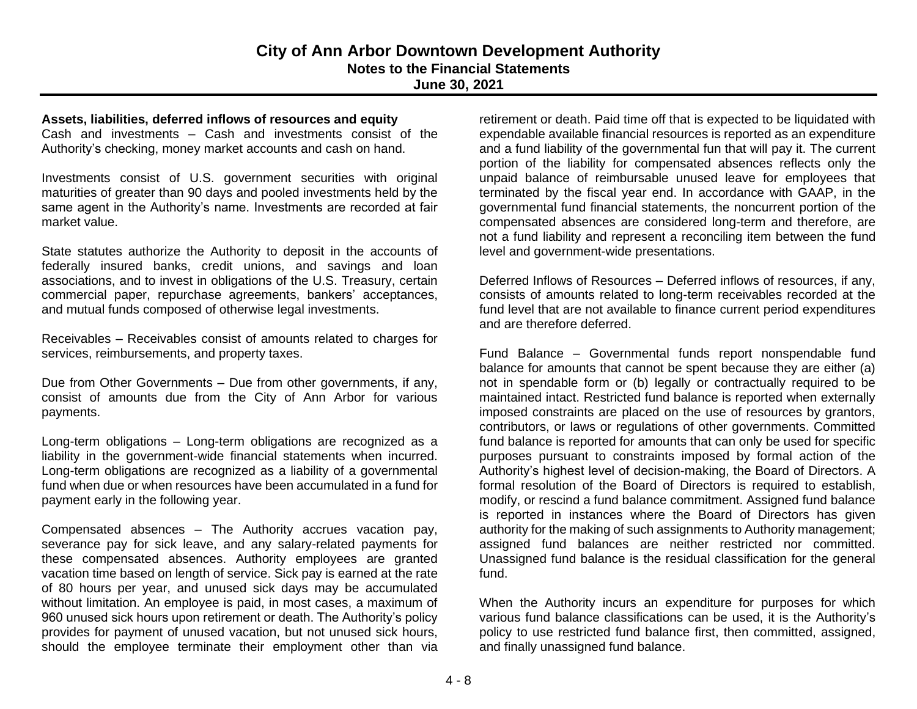**Assets, liabilities, deferred inflows of resources and equity**

Cash and investments – Cash and investments consist of the Authority's checking, money market accounts and cash on hand.

Investments consist of U.S. government securities with original maturities of greater than 90 days and pooled investments held by the same agent in the Authority's name. Investments are recorded at fair market value.

State statutes authorize the Authority to deposit in the accounts of federally insured banks, credit unions, and savings and loan associations, and to invest in obligations of the U.S. Treasury, certain commercial paper, repurchase agreements, bankers' acceptances, and mutual funds composed of otherwise legal investments.

Receivables – Receivables consist of amounts related to charges for services, reimbursements, and property taxes.

Due from Other Governments – Due from other governments, if any, consist of amounts due from the City of Ann Arbor for various payments.

Long-term obligations – Long-term obligations are recognized as a liability in the government-wide financial statements when incurred. Long-term obligations are recognized as a liability of a governmental fund when due or when resources have been accumulated in a fund for payment early in the following year.

Compensated absences – The Authority accrues vacation pay, severance pay for sick leave, and any salary-related payments for these compensated absences. Authority employees are granted vacation time based on length of service. Sick pay is earned at the rate of 80 hours per year, and unused sick days may be accumulated without limitation. An employee is paid, in most cases, a maximum of 960 unused sick hours upon retirement or death. The Authority's policy provides for payment of unused vacation, but not unused sick hours, should the employee terminate their employment other than via retirement or death. Paid time off that is expected to be liquidated with expendable available financial resources is reported as an expenditure and a fund liability of the governmental fun that will pay it. The current portion of the liability for compensated absences reflects only the unpaid balance of reimbursable unused leave for employees that terminated by the fiscal year end. In accordance with GAAP, in the governmental fund financial statements, the noncurrent portion of the compensated absences are considered long-term and therefore, are not a fund liability and represent a reconciling item between the fund level and government-wide presentations.

Deferred Inflows of Resources – Deferred inflows of resources, if any, consists of amounts related to long-term receivables recorded at the fund level that are not available to finance current period expenditures and are therefore deferred.

Fund Balance – Governmental funds report nonspendable fund balance for amounts that cannot be spent because they are either (a) not in spendable form or (b) legally or contractually required to be maintained intact. Restricted fund balance is reported when externally imposed constraints are placed on the use of resources by grantors, contributors, or laws or regulations of other governments. Committed fund balance is reported for amounts that can only be used for specific purposes pursuant to constraints imposed by formal action of the Authority's highest level of decision-making, the Board of Directors. A formal resolution of the Board of Directors is required to establish, modify, or rescind a fund balance commitment. Assigned fund balance is reported in instances where the Board of Directors has given authority for the making of such assignments to Authority management; assigned fund balances are neither restricted nor committed. Unassigned fund balance is the residual classification for the general fund.

When the Authority incurs an expenditure for purposes for which various fund balance classifications can be used, it is the Authority's policy to use restricted fund balance first, then committed, assigned, and finally unassigned fund balance.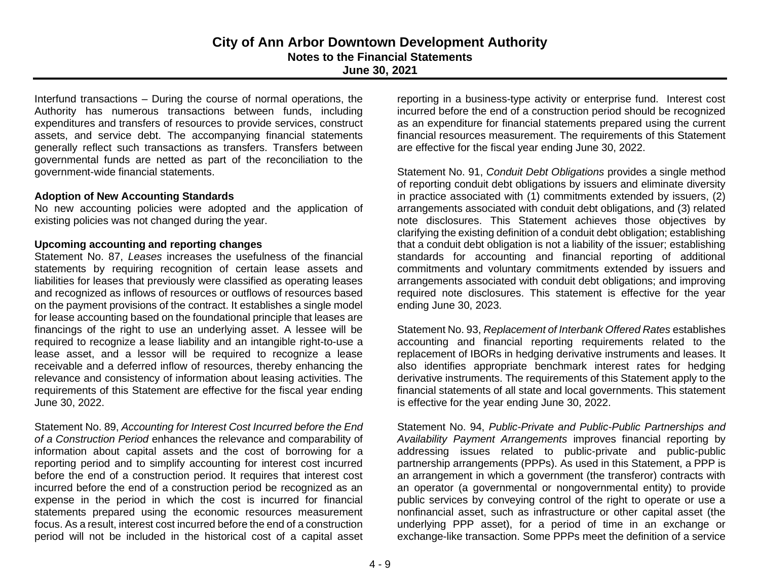Interfund transactions – During the course of normal operations, the Authority has numerous transactions between funds, including expenditures and transfers of resources to provide services, construct assets, and service debt. The accompanying financial statements generally reflect such transactions as transfers. Transfers between governmental funds are netted as part of the reconciliation to the government-wide financial statements.

**Adoption of New Accounting Standards**

No new accounting policies were adopted and the application of existing policies was not changed during the year.

**Upcoming accounting and reporting changes**

Statement No. 87, *Leases* increases the usefulness of the financial statements by requiring recognition of certain lease assets and liabilities for leases that previously were classified as operating leases and recognized as inflows of resources or outflows of resources based on the payment provisions of the contract. It establishes a single model for lease accounting based on the foundational principle that leases are financings of the right to use an underlying asset. A lessee will be required to recognize a lease liability and an intangible right-to-use a lease asset, and a lessor will be required to recognize a lease receivable and a deferred inflow of resources, thereby enhancing the relevance and consistency of information about leasing activities. The requirements of this Statement are effective for the fiscal year ending June 30, 2022.

Statement No. 89, *Accounting for Interest Cost Incurred before the End of a Construction Period* enhances the relevance and comparability of information about capital assets and the cost of borrowing for a reporting period and to simplify accounting for interest cost incurred before the end of a construction period. It requires that interest cost incurred before the end of a construction period be recognized as an expense in the period in which the cost is incurred for financial statements prepared using the economic resources measurement focus. As a result, interest cost incurred before the end of a construction period will not be included in the historical cost of a capital asset reporting in a business-type activity or enterprise fund. Interest cost incurred before the end of a construction period should be recognized as an expenditure for financial statements prepared using the current financial resources measurement. The requirements of this Statement are effective for the fiscal year ending June 30, 2022.

Statement No. 91, *Conduit Debt Obligations* provides a single method of reporting conduit debt obligations by issuers and eliminate diversity in practice associated with (1) commitments extended by issuers, (2) arrangements associated with conduit debt obligations, and (3) related note disclosures. This Statement achieves those objectives by clarifying the existing definition of a conduit debt obligation; establishing that a conduit debt obligation is not a liability of the issuer; establishing standards for accounting and financial reporting of additional commitments and voluntary commitments extended by issuers and arrangements associated with conduit debt obligations; and improving required note disclosures. This statement is effective for the year ending June 30, 2023.

Statement No. 93, *Replacement of Interbank Offered Rates* establishes accounting and financial reporting requirements related to the replacement of IBORs in hedging derivative instruments and leases. It also identifies appropriate benchmark interest rates for hedging derivative instruments. The requirements of this Statement apply to the financial statements of all state and local governments. This statement is effective for the year ending June 30, 2022.

Statement No. 94, *Public-Private and Public-Public Partnerships and Availability Payment Arrangements* improves financial reporting by addressing issues related to public-private and public-public partnership arrangements (PPPs). As used in this Statement, a PPP is an arrangement in which a government (the transferor) contracts with an operator (a governmental or nongovernmental entity) to provide public services by conveying control of the right to operate or use a nonfinancial asset, such as infrastructure or other capital asset (the underlying PPP asset), for a period of time in an exchange or exchange-like transaction. Some PPPs meet the definition of a service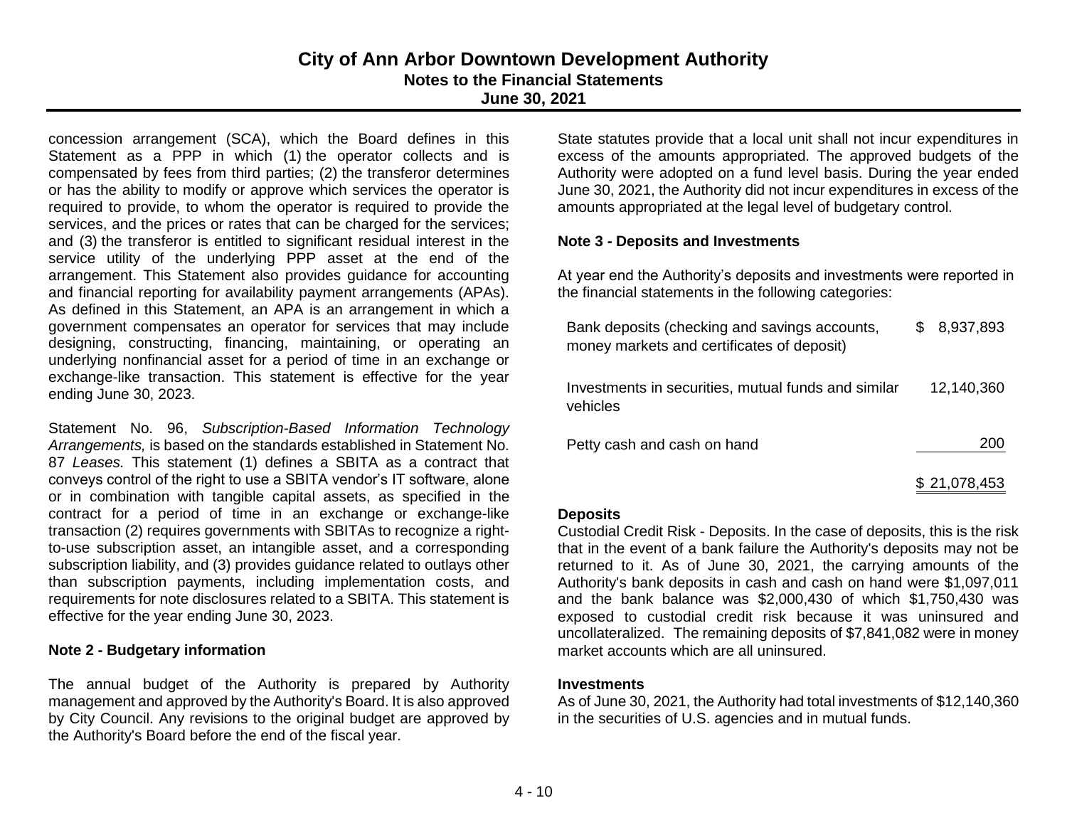concession arrangement (SCA), which the Board defines in this Statement as a PPP in which (1) the operator collects and is compensated by fees from third parties; (2) the transferor determines or has the ability to modify or approve which services the operator is required to provide, to whom the operator is required to provide the services, and the prices or rates that can be charged for the services; and (3) the transferor is entitled to significant residual interest in the service utility of the underlying PPP asset at the end of the arrangement. This Statement also provides guidance for accounting and financial reporting for availability payment arrangements (APAs). As defined in this Statement, an APA is an arrangement in which a government compensates an operator for services that may include designing, constructing, financing, maintaining, or operating an underlying nonfinancial asset for a period of time in an exchange or exchange-like transaction. This statement is effective for the year ending June 30, 2023.

Statement No. 96, *Subscription-Based Information Technology Arrangements,* is based on the standards established in Statement No. 87 *Leases.* This statement (1) defines a SBITA as a contract that conveys control of the right to use a SBITA vendor's IT software, alone or in combination with tangible capital assets, as specified in the contract for a period of time in an exchange or exchange-like transaction (2) requires governments with SBITAs to recognize a right-to-use subscription asset, an intangible asset, and a corresponding subscription liability, and (3) provides guidance related to outlays other than subscription payments, including implementation costs, and requirements for note disclosures related to a SBITA. This statement is effective for the year ending June 30, 2023.

**Note 2 - Budgetary information**

The annual budget of the Authority is prepared by Authority management and approved by the Authority's Board. It is also approved by City Council. Any revisions to the original budget are approved by the Authority's Board before the end of the fiscal year.

State statutes provide that a local unit shall not incur expenditures in excess of the amounts appropriated. The approved budgets of the Authority were adopted on a fund level basis. During the year ended June 30, 2021, the Authority did not incur expenditures in excess of the amounts appropriated at the legal level of budgetary control.

**Note 3 - Deposits and Investments**

At year end the Authority's deposits and investments were reported in the financial statements in the following categories:

| | |
|---|---|
| Bank deposits (checking and savings accounts, money markets and certificates of deposit) | $ 8,937,893 |
| Investments in securities, mutual funds and similar vehicles | 12,140,360 |
| Petty cash and cash on hand | 200 |
| | $ 21,078,453 |

**Deposits**

Custodial Credit Risk - Deposits. In the case of deposits, this is the risk that in the event of a bank failure the Authority's deposits may not be returned to it. As of June 30, 2021, the carrying amounts of the Authority's bank deposits in cash and cash on hand were $1,097,011 and the bank balance was $2,000,430 of which $1,750,430 was exposed to custodial credit risk because it was uninsured and uncollateralized. The remaining deposits of $7,841,082 were in money market accounts which are all uninsured.

**Investments**

As of June 30, 2021, the Authority had total investments of $12,140,360 in the securities of U.S. agencies and in mutual funds.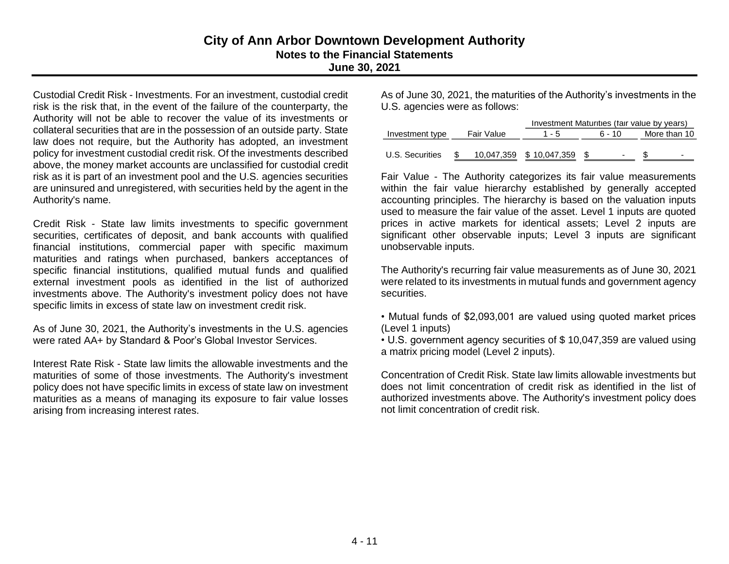Custodial Credit Risk - Investments. For an investment, custodial credit risk is the risk that, in the event of the failure of the counterparty, the Authority will not be able to recover the value of its investments or collateral securities that are in the possession of an outside party. State law does not require, but the Authority has adopted, an investment policy for investment custodial credit risk. Of the investments described above, the money market accounts are unclassified for custodial credit risk as it is part of an investment pool and the U.S. agencies securities are uninsured and unregistered, with securities held by the agent in the Authority's name.

Credit Risk - State law limits investments to specific government securities, certificates of deposit, and bank accounts with qualified financial institutions, commercial paper with specific maximum maturities and ratings when purchased, bankers acceptances of specific financial institutions, qualified mutual funds and qualified external investment pools as identified in the list of authorized investments above. The Authority's investment policy does not have specific limits in excess of state law on investment credit risk.

As of June 30, 2021, the Authority's investments in the U.S. agencies were rated AA+ by Standard & Poor's Global Investor Services.

Interest Rate Risk - State law limits the allowable investments and the maturities of some of those investments. The Authority's investment policy does not have specific limits in excess of state law on investment maturities as a means of managing its exposure to fair value losses arising from increasing interest rates.

As of June 30, 2021, the maturities of the Authority's investments in the U.S. agencies were as follows:

| | | Investment Maturities (fair value by years) | | |
|---|---|---|---|---|
| Investment type | Fair Value | 1 - 5 | 6 - 10 | More than 10 |
| U.S. Securities | $ 10,047,359 | $ 10,047,359 | $ - | $ - |

Fair Value - The Authority categorizes its fair value measurements within the fair value hierarchy established by generally accepted accounting principles. The hierarchy is based on the valuation inputs used to measure the fair value of the asset. Level 1 inputs are quoted prices in active markets for identical assets; Level 2 inputs are significant other observable inputs; Level 3 inputs are significant unobservable inputs.

The Authority's recurring fair value measurements as of June 30, 2021 were related to its investments in mutual funds and government agency securities.

- Mutual funds of $2,093,001 are valued using quoted market prices (Level 1 inputs)
- U.S. government agency securities of $ 10,047,359 are valued using a matrix pricing model (Level 2 inputs).

Concentration of Credit Risk. State law limits allowable investments but does not limit concentration of credit risk as identified in the list of authorized investments above. The Authority's investment policy does not limit concentration of credit risk.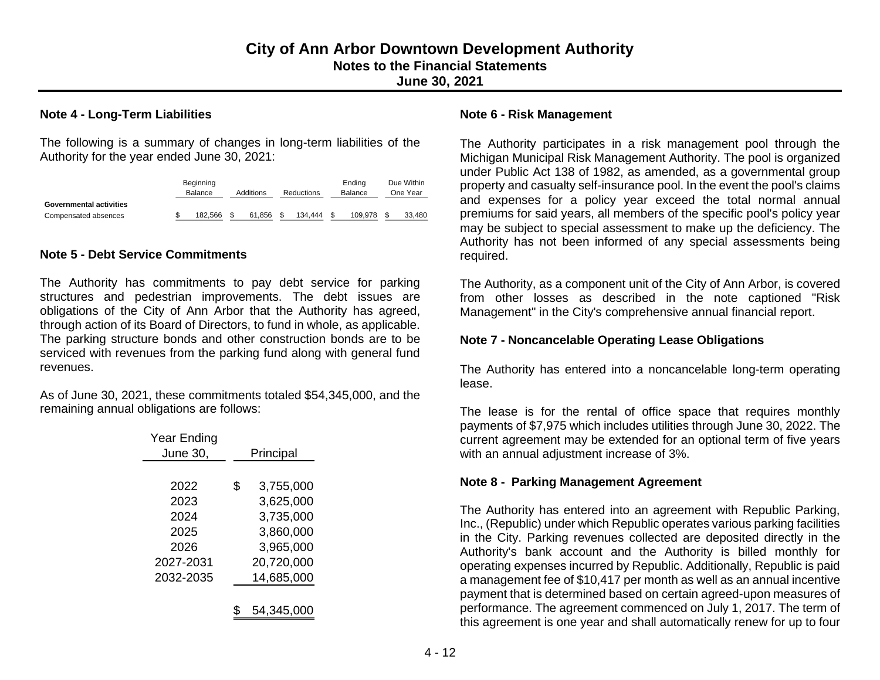# City of Ann Arbor Downtown Development Authority
## Notes to the Financial Statements
## June 30, 2021

### Note 4 - Long-Term Liabilities

The following is a summary of changes in long-term liabilities of the Authority for the year ended June 30, 2021:

| | Beginning Balance | Additions | Reductions | Ending Balance | Due Within One Year |
|---|---|---|---|---|---|
| **Governmental activities** | | | | | |
| Compensated absences | $ 182,566 | $ 61,856 | $ 134,444 | $ 109,978 | $ 33,480 |

### Note 5 - Debt Service Commitments

The Authority has commitments to pay debt service for parking structures and pedestrian improvements. The debt issues are obligations of the City of Ann Arbor that the Authority has agreed, through action of its Board of Directors, to fund in whole, as applicable. The parking structure bonds and other construction bonds are to be serviced with revenues from the parking fund along with general fund revenues.

As of June 30, 2021, these commitments totaled $54,345,000, and the remaining annual obligations are follows:

| Year Ending June 30, | Principal |
|---|---|
| 2022 | $ 3,755,000 |
| 2023 | 3,625,000 |
| 2024 | 3,735,000 |
| 2025 | 3,860,000 |
| 2026 | 3,965,000 |
| 2027-2031 | 20,720,000 |
| 2032-2035 | 14,685,000 |
| | $ 54,345,000 |

### Note 6 - Risk Management

The Authority participates in a risk management pool through the Michigan Municipal Risk Management Authority. The pool is organized under Public Act 138 of 1982, as amended, as a governmental group property and casualty self-insurance pool. In the event the pool's claims and expenses for a policy year exceed the total normal annual premiums for said years, all members of the specific pool's policy year may be subject to special assessment to make up the deficiency. The Authority has not been informed of any special assessments being required.

The Authority, as a component unit of the City of Ann Arbor, is covered from other losses as described in the note captioned "Risk Management" in the City's comprehensive annual financial report.

### Note 7 - Noncancelable Operating Lease Obligations

The Authority has entered into a noncancelable long-term operating lease.

The lease is for the rental of office space that requires monthly payments of $7,975 which includes utilities through June 30, 2022. The current agreement may be extended for an optional term of five years with an annual adjustment increase of 3%.

### Note 8 - Parking Management Agreement

The Authority has entered into an agreement with Republic Parking, Inc., (Republic) under which Republic operates various parking facilities in the City. Parking revenues collected are deposited directly in the Authority's bank account and the Authority is billed monthly for operating expenses incurred by Republic. Additionally, Republic is paid a management fee of $10,417 per month as well as an annual incentive payment that is determined based on certain agreed-upon measures of performance. The agreement commenced on July 1, 2017. The term of this agreement is one year and shall automatically renew for up to four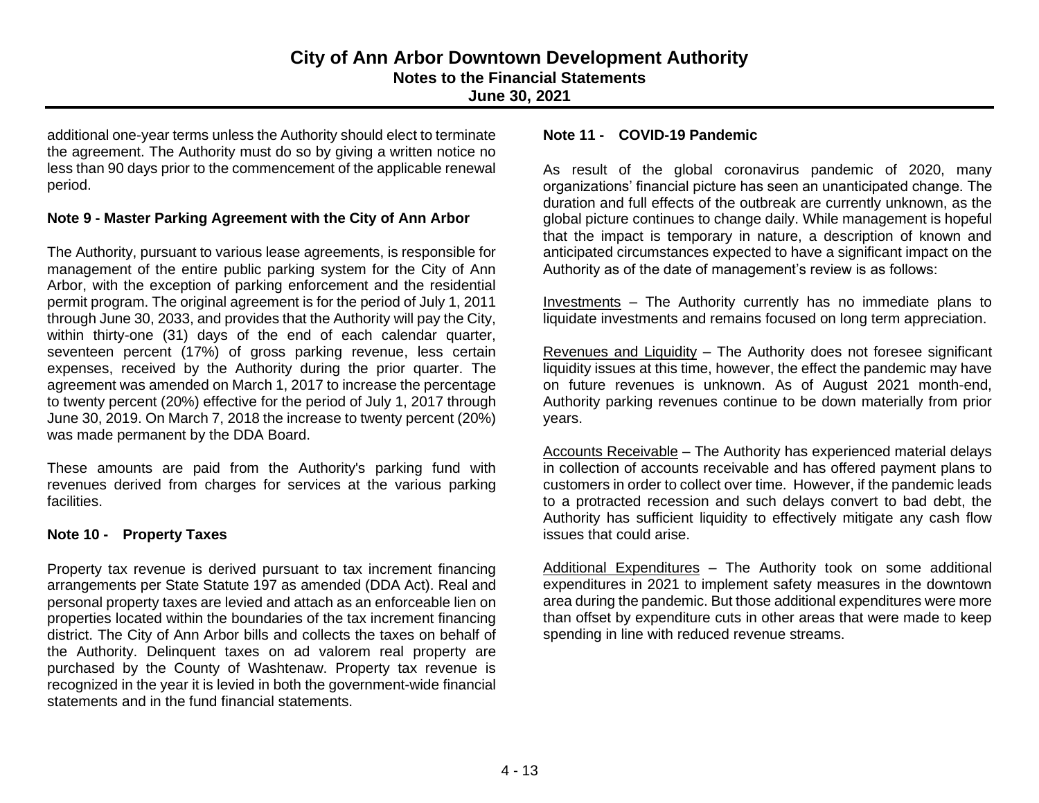additional one-year terms unless the Authority should elect to terminate the agreement. The Authority must do so by giving a written notice no less than 90 days prior to the commencement of the applicable renewal period.

**Note 9 - Master Parking Agreement with the City of Ann Arbor**

The Authority, pursuant to various lease agreements, is responsible for management of the entire public parking system for the City of Ann Arbor, with the exception of parking enforcement and the residential permit program. The original agreement is for the period of July 1, 2011 through June 30, 2033, and provides that the Authority will pay the City, within thirty-one (31) days of the end of each calendar quarter, seventeen percent (17%) of gross parking revenue, less certain expenses, received by the Authority during the prior quarter. The agreement was amended on March 1, 2017 to increase the percentage to twenty percent (20%) effective for the period of July 1, 2017 through June 30, 2019. On March 7, 2018 the increase to twenty percent (20%) was made permanent by the DDA Board.

These amounts are paid from the Authority's parking fund with revenues derived from charges for services at the various parking facilities.

**Note 10 - Property Taxes**

Property tax revenue is derived pursuant to tax increment financing arrangements per State Statute 197 as amended (DDA Act). Real and personal property taxes are levied and attach as an enforceable lien on properties located within the boundaries of the tax increment financing district. The City of Ann Arbor bills and collects the taxes on behalf of the Authority. Delinquent taxes on ad valorem real property are purchased by the County of Washtenaw. Property tax revenue is recognized in the year it is levied in both the government-wide financial statements and in the fund financial statements.

**Note 11 - COVID-19 Pandemic**

As result of the global coronavirus pandemic of 2020, many organizations' financial picture has seen an unanticipated change. The duration and full effects of the outbreak are currently unknown, as the global picture continues to change daily. While management is hopeful that the impact is temporary in nature, a description of known and anticipated circumstances expected to have a significant impact on the Authority as of the date of management's review is as follows:

Investments – The Authority currently has no immediate plans to liquidate investments and remains focused on long term appreciation.

Revenues and Liquidity – The Authority does not foresee significant liquidity issues at this time, however, the effect the pandemic may have on future revenues is unknown. As of August 2021 month-end, Authority parking revenues continue to be down materially from prior years.

Accounts Receivable – The Authority has experienced material delays in collection of accounts receivable and has offered payment plans to customers in order to collect over time. However, if the pandemic leads to a protracted recession and such delays convert to bad debt, the Authority has sufficient liquidity to effectively mitigate any cash flow issues that could arise.

Additional Expenditures – The Authority took on some additional expenditures in 2021 to implement safety measures in the downtown area during the pandemic. But those additional expenditures were more than offset by expenditure cuts in other areas that were made to keep spending in line with reduced revenue streams.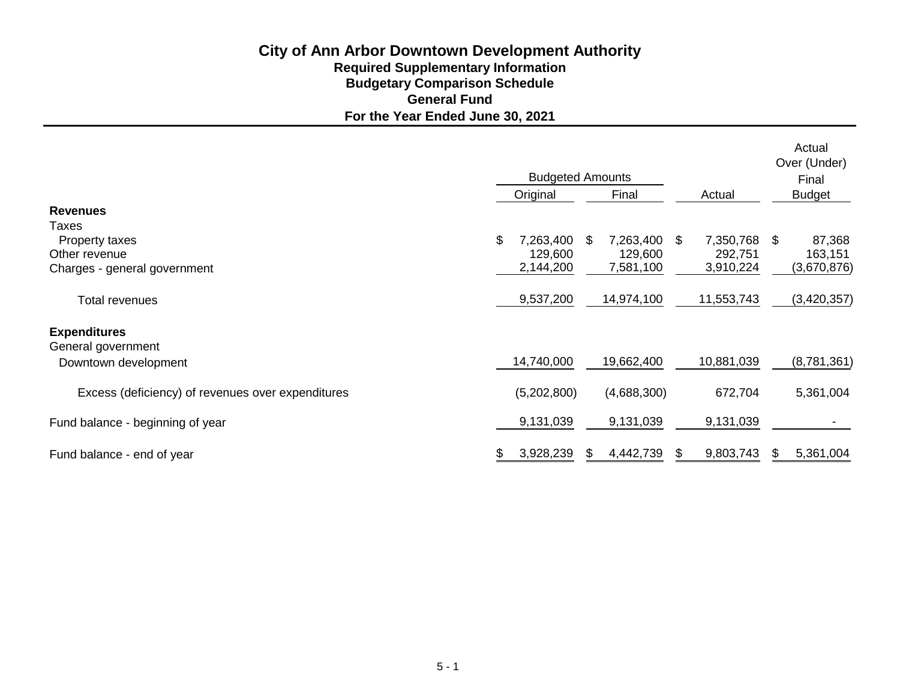# City of Ann Arbor Downtown Development Authority

## Required Supplementary Information

## Budgetary Comparison Schedule

## General Fund

## For the Year Ended June 30, 2021

| | Budgeted Amounts | | | Actual Over (Under) Final |
|---|---|---|---|---|
| | Original | Final | Actual | Budget |
| **Revenues** | | | | |
| Taxes | | | | |
| Property taxes | $ 7,263,400 | $ 7,263,400 | $ 7,350,768 | $ 87,368 |
| Other revenue | 129,600 | 129,600 | 292,751 | 163,151 |
| Charges - general government | 2,144,200 | 7,581,100 | 3,910,224 | (3,670,876) |
| Total revenues | 9,537,200 | 14,974,100 | 11,553,743 | (3,420,357) |
| **Expenditures** | | | | |
| General government | | | | |
| Downtown development | 14,740,000 | 19,662,400 | 10,881,039 | (8,781,361) |
| Excess (deficiency) of revenues over expenditures | (5,202,800) | (4,688,300) | 672,704 | 5,361,004 |
| Fund balance - beginning of year | 9,131,039 | 9,131,039 | 9,131,039 | - |
| Fund balance - end of year | $ 3,928,239 | $ 4,442,739 | $ 9,803,743 | $ 5,361,004 |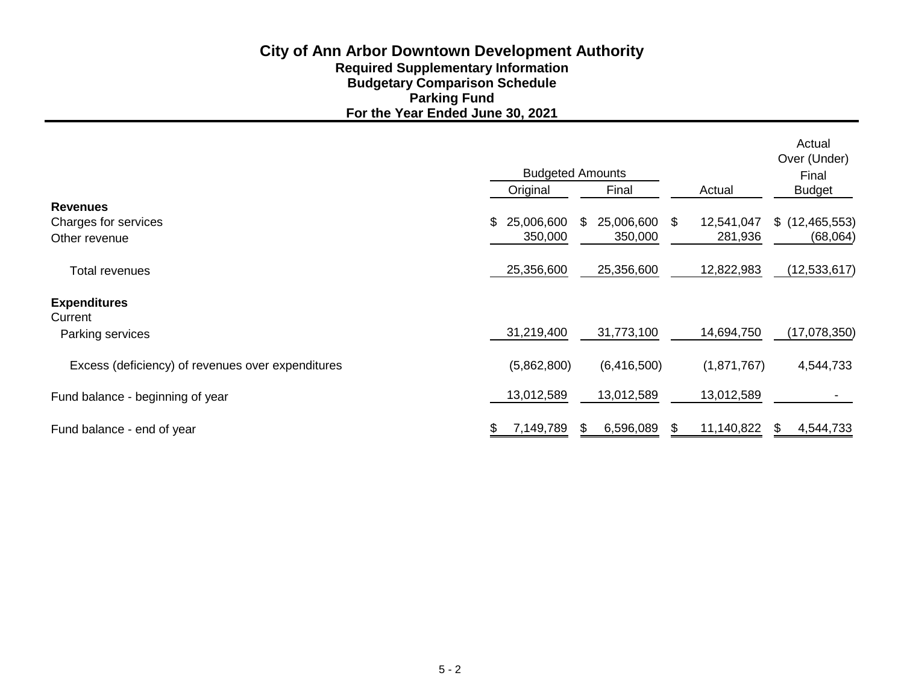# City of Ann Arbor Downtown Development Authority

## Required Supplementary Information

## Budgetary Comparison Schedule

## Parking Fund

## For the Year Ended June 30, 2021

| | Budgeted Amounts | | | Actual Over (Under) Final |
|---|---|---|---|---|
| | Original | Final | Actual | Budget |
| **Revenues** | | | | |
| Charges for services | $ 25,006,600 | $ 25,006,600 | $ 12,541,047 | $ (12,465,553) |
| Other revenue | 350,000 | 350,000 | 281,936 | (68,064) |
| Total revenues | 25,356,600 | 25,356,600 | 12,822,983 | (12,533,617) |
| **Expenditures** | | | | |
| Current | | | | |
| Parking services | 31,219,400 | 31,773,100 | 14,694,750 | (17,078,350) |
| Excess (deficiency) of revenues over expenditures | (5,862,800) | (6,416,500) | (1,871,767) | 4,544,733 |
| Fund balance - beginning of year | 13,012,589 | 13,012,589 | 13,012,589 | - |
| Fund balance - end of year | $ 7,149,789 | $ 6,596,089 | $ 11,140,822 | $ 4,544,733 |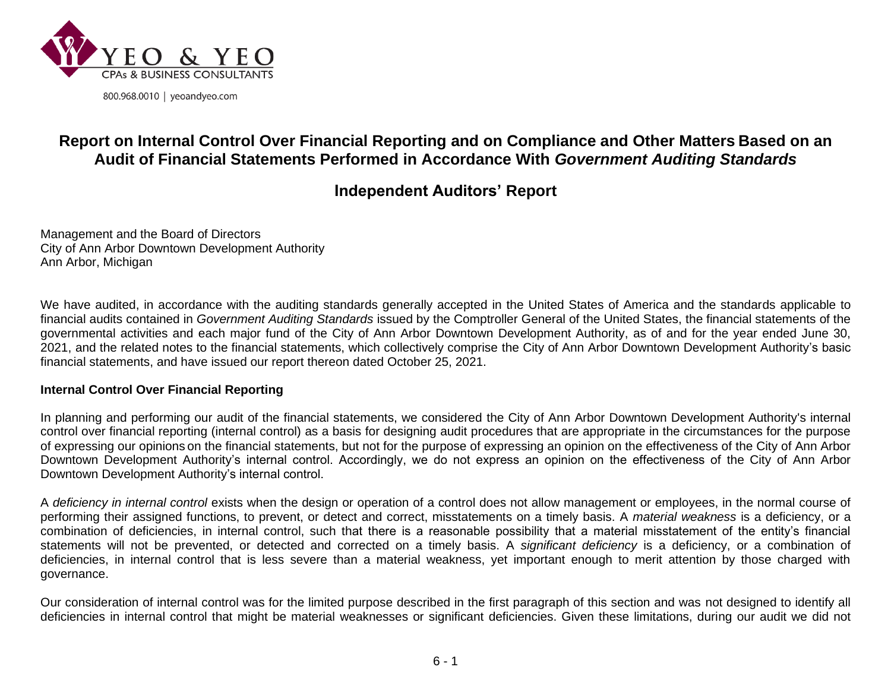YEO & YEO

CPAs & BUSINESS CONSULTANTS

800.968.0010 | yeoandyeo.com

# Report on Internal Control Over Financial Reporting and on Compliance and Other Matters Based on an Audit of Financial Statements Performed in Accordance With *Government Auditing Standards*

## Independent Auditors' Report

Management and the Board of Directors
City of Ann Arbor Downtown Development Authority
Ann Arbor, Michigan

We have audited, in accordance with the auditing standards generally accepted in the United States of America and the standards applicable to financial audits contained in *Government Auditing Standards* issued by the Comptroller General of the United States, the financial statements of the governmental activities and each major fund of the City of Ann Arbor Downtown Development Authority, as of and for the year ended June 30, 2021, and the related notes to the financial statements, which collectively comprise the City of Ann Arbor Downtown Development Authority's basic financial statements, and have issued our report thereon dated October 25, 2021.

**Internal Control Over Financial Reporting**

In planning and performing our audit of the financial statements, we considered the City of Ann Arbor Downtown Development Authority's internal control over financial reporting (internal control) as a basis for designing audit procedures that are appropriate in the circumstances for the purpose of expressing our opinions on the financial statements, but not for the purpose of expressing an opinion on the effectiveness of the City of Ann Arbor Downtown Development Authority's internal control. Accordingly, we do not express an opinion on the effectiveness of the City of Ann Arbor Downtown Development Authority's internal control.

A *deficiency in internal control* exists when the design or operation of a control does not allow management or employees, in the normal course of performing their assigned functions, to prevent, or detect and correct, misstatements on a timely basis. A *material weakness* is a deficiency, or a combination of deficiencies, in internal control, such that there is a reasonable possibility that a material misstatement of the entity's financial statements will not be prevented, or detected and corrected on a timely basis. A *significant deficiency* is a deficiency, or a combination of deficiencies, in internal control that is less severe than a material weakness, yet important enough to merit attention by those charged with governance.

Our consideration of internal control was for the limited purpose described in the first paragraph of this section and was not designed to identify all deficiencies in internal control that might be material weaknesses or significant deficiencies. Given these limitations, during our audit we did not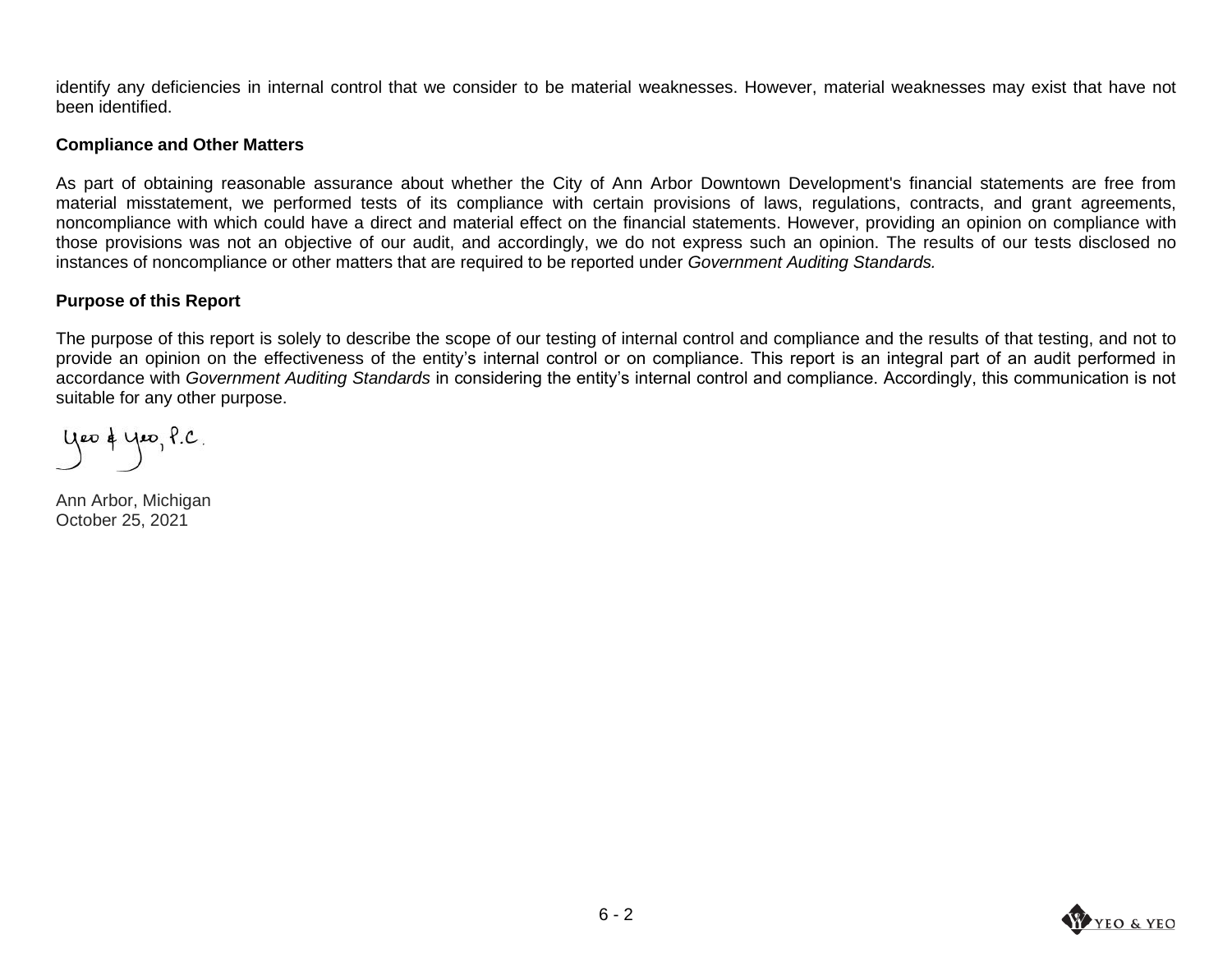identify any deficiencies in internal control that we consider to be material weaknesses. However, material weaknesses may exist that have not been identified.

**Compliance and Other Matters**

As part of obtaining reasonable assurance about whether the City of Ann Arbor Downtown Development's financial statements are free from material misstatement, we performed tests of its compliance with certain provisions of laws, regulations, contracts, and grant agreements, noncompliance with which could have a direct and material effect on the financial statements. However, providing an opinion on compliance with those provisions was not an objective of our audit, and accordingly, we do not express such an opinion. The results of our tests disclosed no instances of noncompliance or other matters that are required to be reported under *Government Auditing Standards.*

**Purpose of this Report**

The purpose of this report is solely to describe the scope of our testing of internal control and compliance and the results of that testing, and not to provide an opinion on the effectiveness of the entity's internal control or on compliance. This report is an integral part of an audit performed in accordance with *Government Auditing Standards* in considering the entity's internal control and compliance. Accordingly, this communication is not suitable for any other purpose.

Yeo & Yeo, P.C.

Ann Arbor, Michigan
October 25, 2021